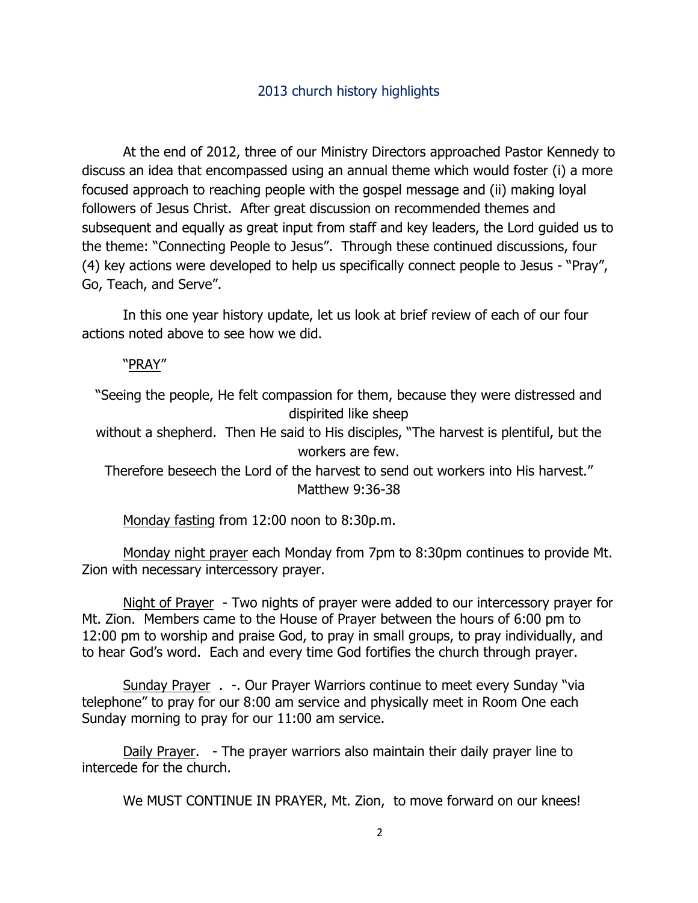## 2013 church history highlights

At the end of 2012, three of our Ministry Directors approached Pastor Kennedy to discuss an idea that encompassed using an annual theme which would foster (i) a more focused approach to reaching people with the gospel message and (ii) making loyal followers of Jesus Christ. After great discussion on recommended themes and subsequent and equally as great input from staff and key leaders, the Lord guided us to the theme: "Connecting People to Jesus". Through these continued discussions, four (4) key actions were developed to help us specifically connect people to Jesus - "Pray", Go, Teach, and Serve".

In this one year history update, let us look at brief review of each of our four actions noted above to see how we did.

"<u>PRAY</u>"

"Seeing the people, He felt compassion for them, because they were distressed and dispirited like sheep
without a shepherd. Then He said to His disciples, "The harvest is plentiful, but the workers are few.
Therefore beseech the Lord of the harvest to send out workers into His harvest."
Matthew 9:36-38

<u>Monday fasting</u> from 12:00 noon to 8:30p.m.

<u>Monday night prayer</u> each Monday from 7pm to 8:30pm continues to provide Mt. Zion with necessary intercessory prayer.

<u>Night of Prayer</u> - Two nights of prayer were added to our intercessory prayer for Mt. Zion. Members came to the House of Prayer between the hours of 6:00 pm to 12:00 pm to worship and praise God, to pray in small groups, to pray individually, and to hear God's word. Each and every time God fortifies the church through prayer.

<u>Sunday Prayer</u> . -. Our Prayer Warriors continue to meet every Sunday "via telephone" to pray for our 8:00 am service and physically meet in Room One each Sunday morning to pray for our 11:00 am service.

<u>Daily Prayer</u>. - The prayer warriors also maintain their daily prayer line to intercede for the church.

We MUST CONTINUE IN PRAYER, Mt. Zion, to move forward on our knees!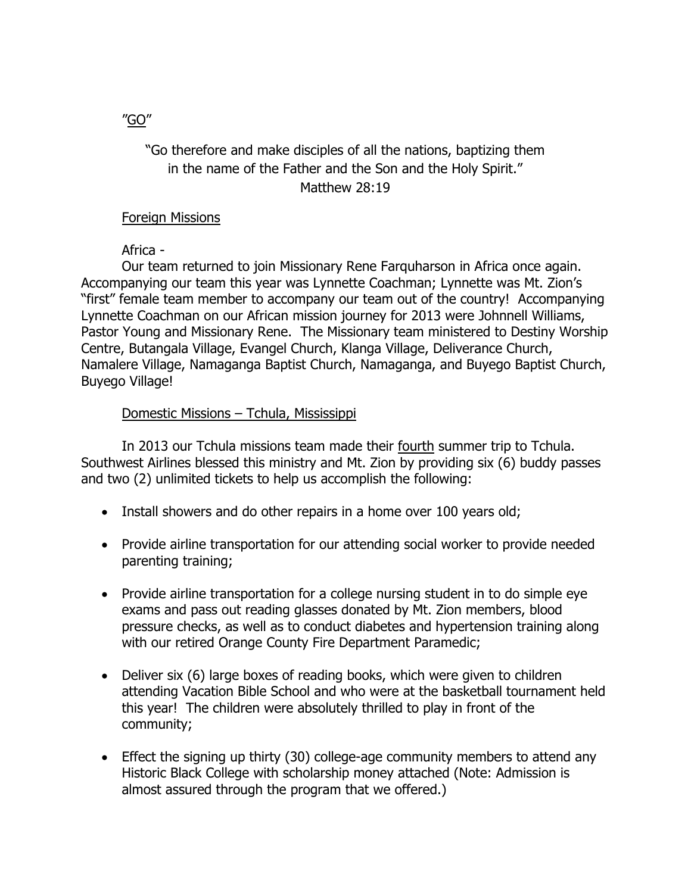"GO"

"Go therefore and make disciples of all the nations, baptizing them in the name of the Father and the Son and the Holy Spirit."
Matthew 28:19

Foreign Missions

Africa -

Our team returned to join Missionary Rene Farquharson in Africa once again. Accompanying our team this year was Lynnette Coachman; Lynnette was Mt. Zion's "first" female team member to accompany our team out of the country! Accompanying Lynnette Coachman on our African mission journey for 2013 were Johnnell Williams, Pastor Young and Missionary Rene. The Missionary team ministered to Destiny Worship Centre, Butangala Village, Evangel Church, Klanga Village, Deliverance Church, Namalere Village, Namaganga Baptist Church, Namaganga, and Buyego Baptist Church, Buyego Village!

Domestic Missions – Tchula, Mississippi

In 2013 our Tchula missions team made their fourth summer trip to Tchula. Southwest Airlines blessed this ministry and Mt. Zion by providing six (6) buddy passes and two (2) unlimited tickets to help us accomplish the following:

- Install showers and do other repairs in a home over 100 years old;
- Provide airline transportation for our attending social worker to provide needed parenting training;
- Provide airline transportation for a college nursing student in to do simple eye exams and pass out reading glasses donated by Mt. Zion members, blood pressure checks, as well as to conduct diabetes and hypertension training along with our retired Orange County Fire Department Paramedic;
- Deliver six (6) large boxes of reading books, which were given to children attending Vacation Bible School and who were at the basketball tournament held this year! The children were absolutely thrilled to play in front of the community;
- Effect the signing up thirty (30) college-age community members to attend any Historic Black College with scholarship money attached (Note: Admission is almost assured through the program that we offered.)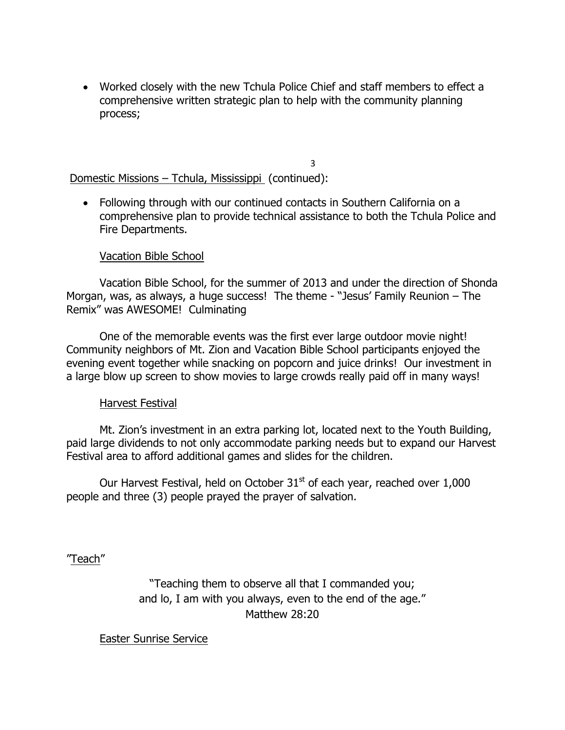- Worked closely with the new Tchula Police Chief and staff members to effect a comprehensive written strategic plan to help with the community planning process;

Domestic Missions – Tchula, Mississippi (continued):

- Following through with our continued contacts in Southern California on a comprehensive plan to provide technical assistance to both the Tchula Police and Fire Departments.

Vacation Bible School

Vacation Bible School, for the summer of 2013 and under the direction of Shonda Morgan, was, as always, a huge success! The theme - "Jesus' Family Reunion – The Remix" was AWESOME! Culminating

One of the memorable events was the first ever large outdoor movie night! Community neighbors of Mt. Zion and Vacation Bible School participants enjoyed the evening event together while snacking on popcorn and juice drinks! Our investment in a large blow up screen to show movies to large crowds really paid off in many ways!

Harvest Festival

Mt. Zion's investment in an extra parking lot, located next to the Youth Building, paid large dividends to not only accommodate parking needs but to expand our Harvest Festival area to afford additional games and slides for the children.

Our Harvest Festival, held on October 31st of each year, reached over 1,000 people and three (3) people prayed the prayer of salvation.

"Teach"

"Teaching them to observe all that I commanded you;
and lo, I am with you always, even to the end of the age."
Matthew 28:20

Easter Sunrise Service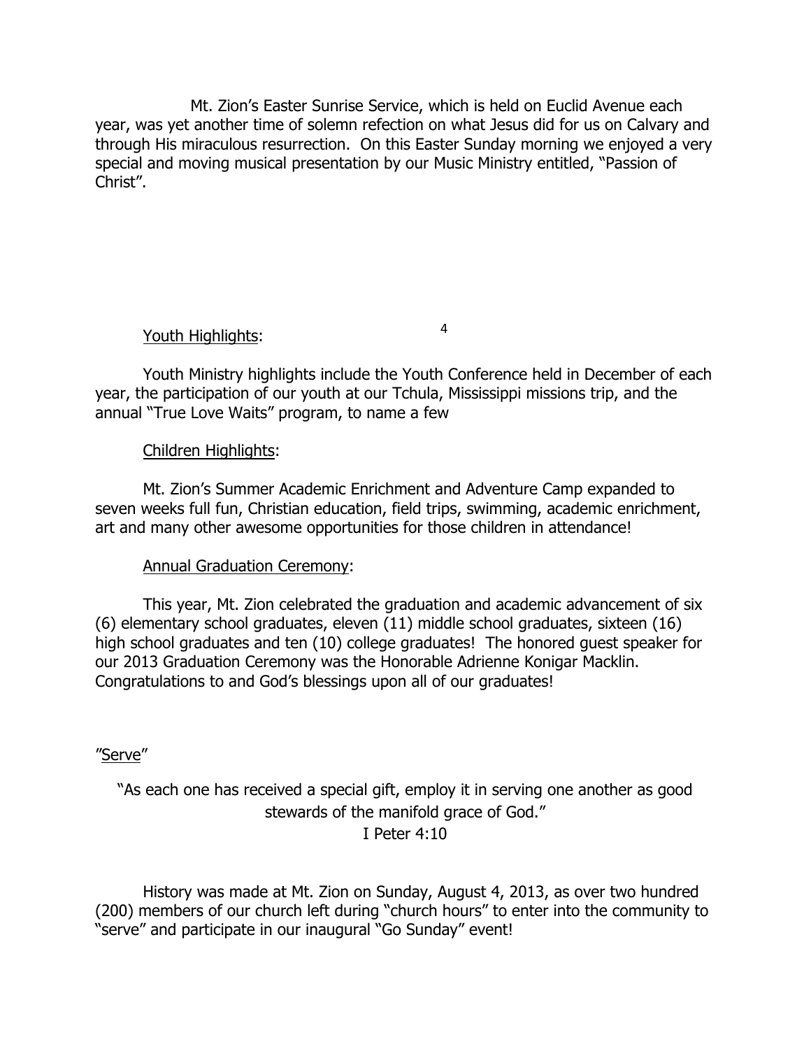Mt. Zion's Easter Sunrise Service, which is held on Euclid Avenue each year, was yet another time of solemn refection on what Jesus did for us on Calvary and through His miraculous resurrection. On this Easter Sunday morning we enjoyed a very special and moving musical presentation by our Music Ministry entitled, "Passion of Christ".

Youth Highlights:

Youth Ministry highlights include the Youth Conference held in December of each year, the participation of our youth at our Tchula, Mississippi missions trip, and the annual "True Love Waits" program, to name a few

Children Highlights:

Mt. Zion's Summer Academic Enrichment and Adventure Camp expanded to seven weeks full fun, Christian education, field trips, swimming, academic enrichment, art and many other awesome opportunities for those children in attendance!

Annual Graduation Ceremony:

This year, Mt. Zion celebrated the graduation and academic advancement of six (6) elementary school graduates, eleven (11) middle school graduates, sixteen (16) high school graduates and ten (10) college graduates! The honored guest speaker for our 2013 Graduation Ceremony was the Honorable Adrienne Konigar Macklin. Congratulations to and God's blessings upon all of our graduates!

"Serve"

"As each one has received a special gift, employ it in serving one another as good stewards of the manifold grace of God."
I Peter 4:10

History was made at Mt. Zion on Sunday, August 4, 2013, as over two hundred (200) members of our church left during "church hours" to enter into the community to "serve" and participate in our inaugural "Go Sunday" event!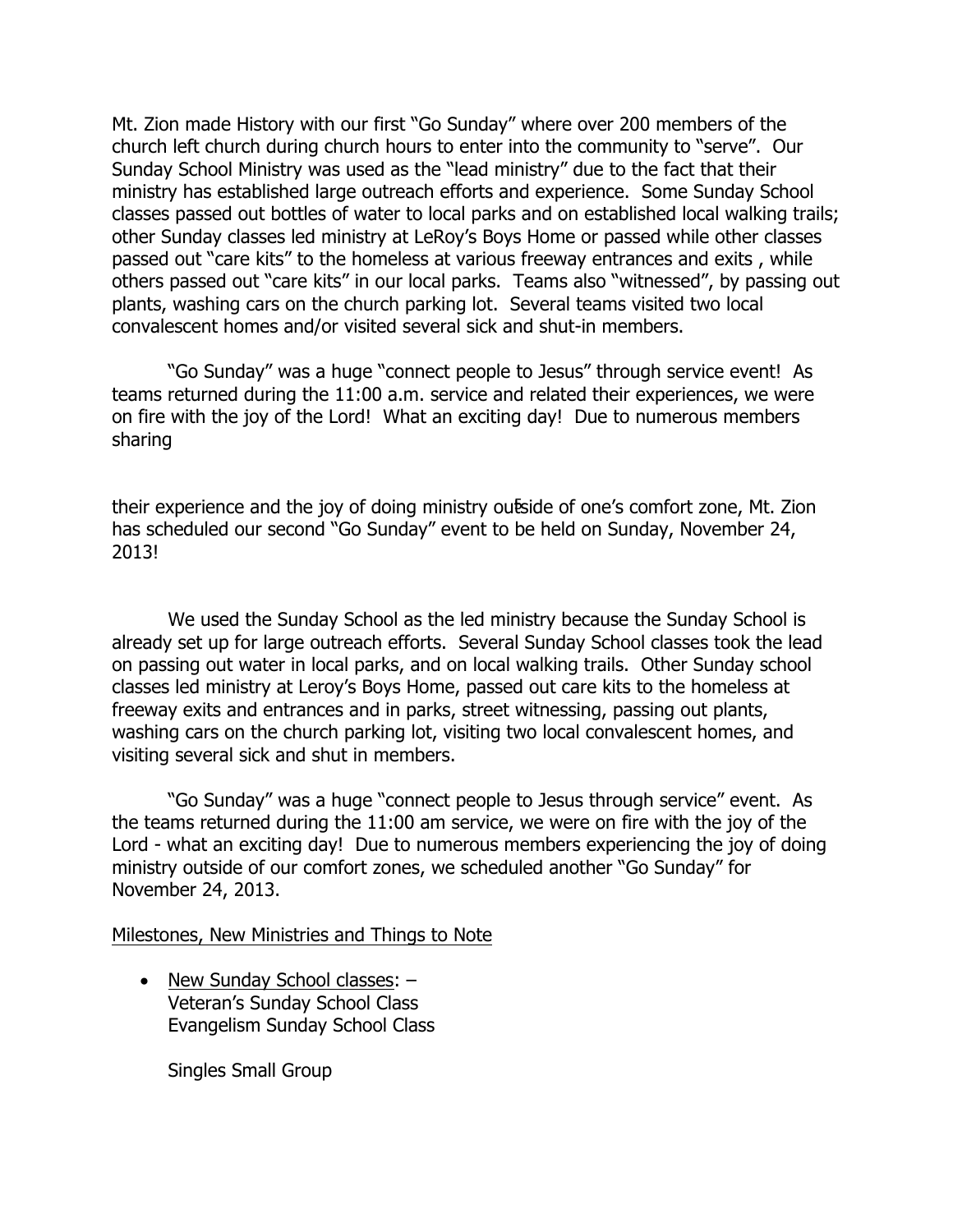Mt. Zion made History with our first "Go Sunday" where over 200 members of the church left church during church hours to enter into the community to "serve". Our Sunday School Ministry was used as the "lead ministry" due to the fact that their ministry has established large outreach efforts and experience. Some Sunday School classes passed out bottles of water to local parks and on established local walking trails; other Sunday classes led ministry at LeRoy's Boys Home or passed while other classes passed out "care kits" to the homeless at various freeway entrances and exits , while others passed out "care kits" in our local parks. Teams also "witnessed", by passing out plants, washing cars on the church parking lot. Several teams visited two local convalescent homes and/or visited several sick and shut-in members.

"Go Sunday" was a huge "connect people to Jesus" through service event! As teams returned during the 11:00 a.m. service and related their experiences, we were on fire with the joy of the Lord! What an exciting day! Due to numerous members sharing

their experience and the joy of doing ministry outside of one's comfort zone, Mt. Zion has scheduled our second "Go Sunday" event to be held on Sunday, November 24, 2013!

We used the Sunday School as the led ministry because the Sunday School is already set up for large outreach efforts. Several Sunday School classes took the lead on passing out water in local parks, and on local walking trails. Other Sunday school classes led ministry at Leroy's Boys Home, passed out care kits to the homeless at freeway exits and entrances and in parks, street witnessing, passing out plants, washing cars on the church parking lot, visiting two local convalescent homes, and visiting several sick and shut in members.

"Go Sunday" was a huge "connect people to Jesus through service" event. As the teams returned during the 11:00 am service, we were on fire with the joy of the Lord - what an exciting day! Due to numerous members experiencing the joy of doing ministry outside of our comfort zones, we scheduled another "Go Sunday" for November 24, 2013.

<u>Milestones, New Ministries and Things to Note</u>

- <u>New Sunday School classes</u>: –
  Veteran's Sunday School Class
  Evangelism Sunday School Class

  Singles Small Group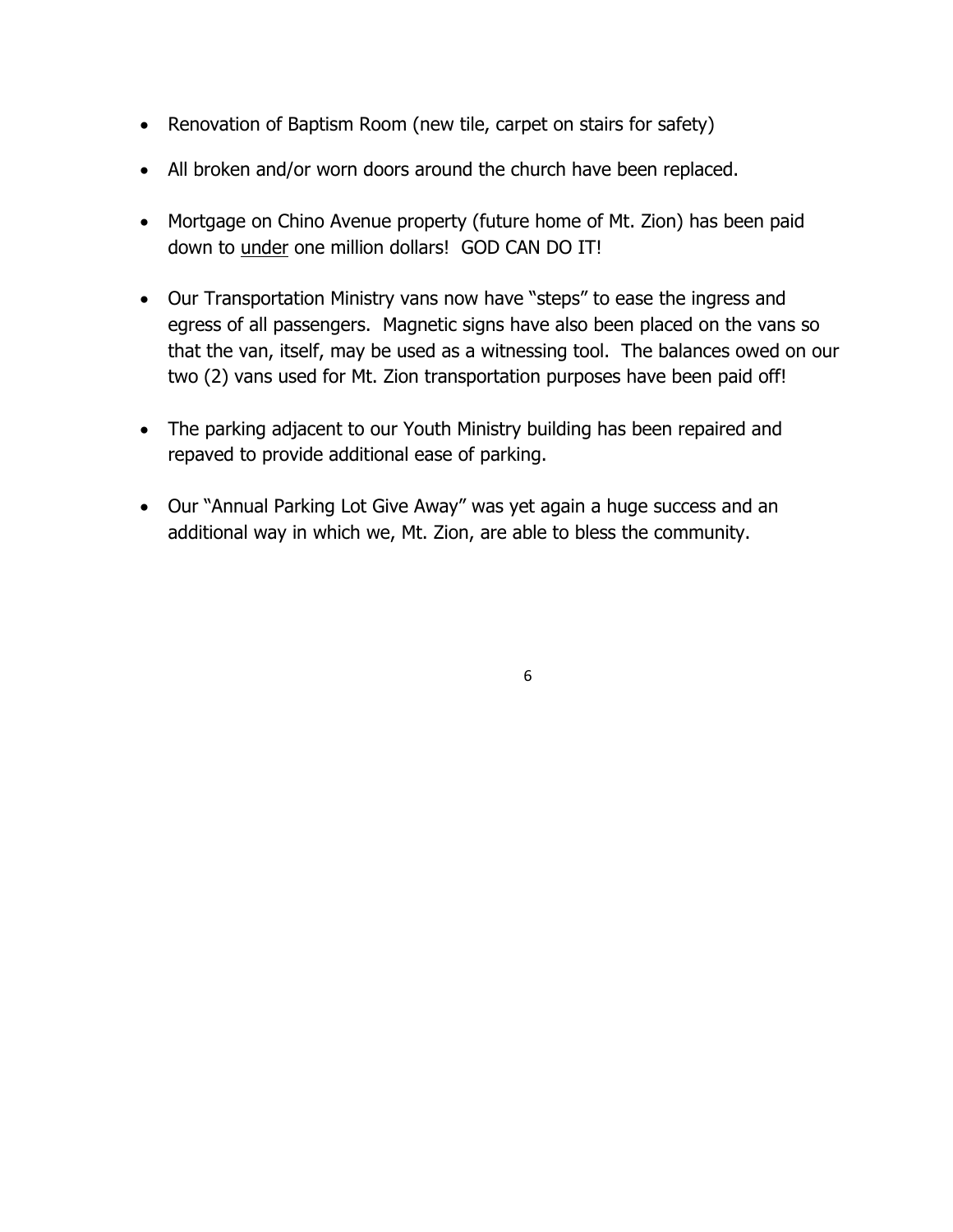- Renovation of Baptism Room (new tile, carpet on stairs for safety)
- All broken and/or worn doors around the church have been replaced.
- Mortgage on Chino Avenue property (future home of Mt. Zion) has been paid down to <u>under</u> one million dollars! GOD CAN DO IT!
- Our Transportation Ministry vans now have "steps" to ease the ingress and egress of all passengers. Magnetic signs have also been placed on the vans so that the van, itself, may be used as a witnessing tool. The balances owed on our two (2) vans used for Mt. Zion transportation purposes have been paid off!
- The parking adjacent to our Youth Ministry building has been repaired and repaved to provide additional ease of parking.
- Our "Annual Parking Lot Give Away" was yet again a huge success and an additional way in which we, Mt. Zion, are able to bless the community.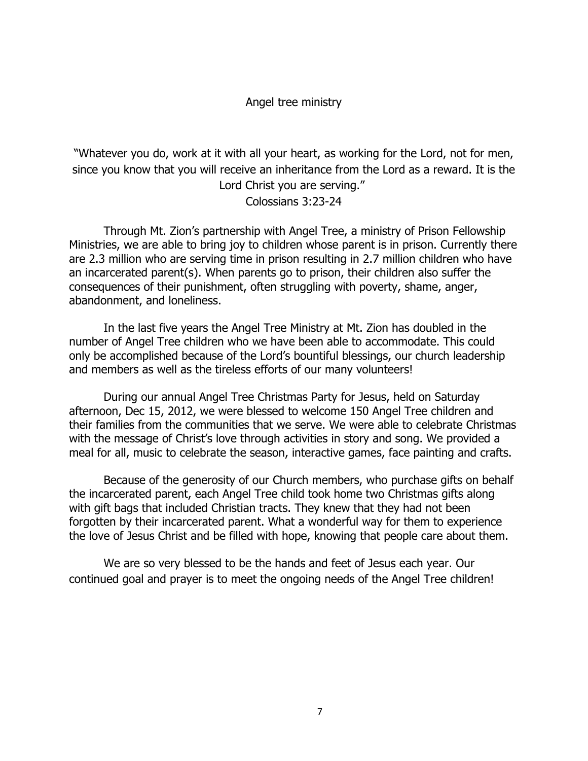# Angel tree ministry

"Whatever you do, work at it with all your heart, as working for the Lord, not for men, since you know that you will receive an inheritance from the Lord as a reward. It is the Lord Christ you are serving."
Colossians 3:23-24

Through Mt. Zion's partnership with Angel Tree, a ministry of Prison Fellowship Ministries, we are able to bring joy to children whose parent is in prison. Currently there are 2.3 million who are serving time in prison resulting in 2.7 million children who have an incarcerated parent(s). When parents go to prison, their children also suffer the consequences of their punishment, often struggling with poverty, shame, anger, abandonment, and loneliness.

In the last five years the Angel Tree Ministry at Mt. Zion has doubled in the number of Angel Tree children who we have been able to accommodate. This could only be accomplished because of the Lord's bountiful blessings, our church leadership and members as well as the tireless efforts of our many volunteers!

During our annual Angel Tree Christmas Party for Jesus, held on Saturday afternoon, Dec 15, 2012, we were blessed to welcome 150 Angel Tree children and their families from the communities that we serve. We were able to celebrate Christmas with the message of Christ's love through activities in story and song. We provided a meal for all, music to celebrate the season, interactive games, face painting and crafts.

Because of the generosity of our Church members, who purchase gifts on behalf the incarcerated parent, each Angel Tree child took home two Christmas gifts along with gift bags that included Christian tracts. They knew that they had not been forgotten by their incarcerated parent. What a wonderful way for them to experience the love of Jesus Christ and be filled with hope, knowing that people care about them.

We are so very blessed to be the hands and feet of Jesus each year. Our continued goal and prayer is to meet the ongoing needs of the Angel Tree children!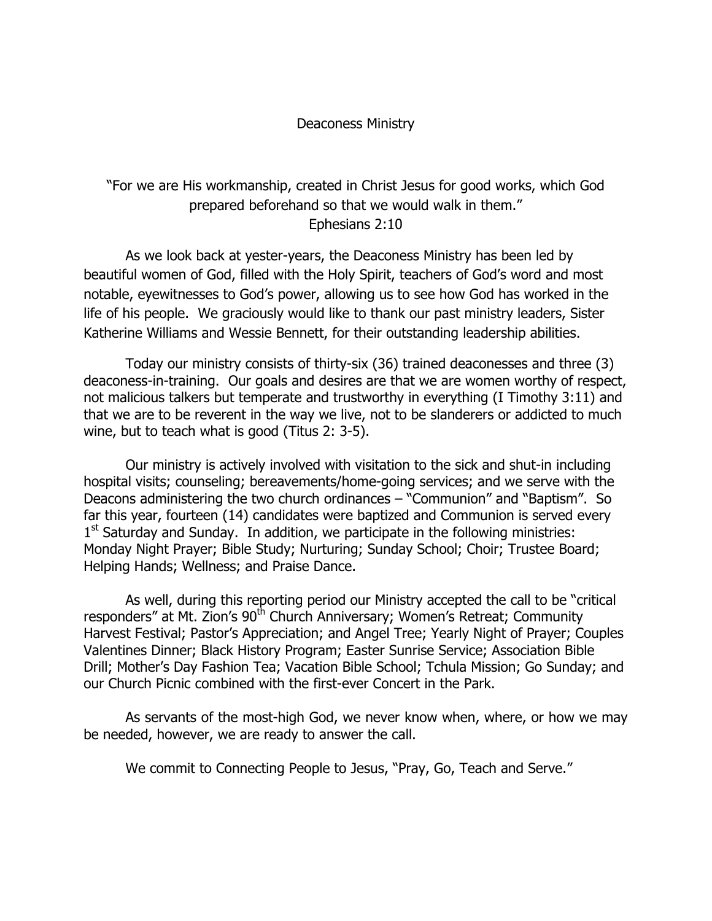# Deaconess Ministry

"For we are His workmanship, created in Christ Jesus for good works, which God prepared beforehand so that we would walk in them."
Ephesians 2:10

As we look back at yester-years, the Deaconess Ministry has been led by beautiful women of God, filled with the Holy Spirit, teachers of God's word and most notable, eyewitnesses to God's power, allowing us to see how God has worked in the life of his people. We graciously would like to thank our past ministry leaders, Sister Katherine Williams and Wessie Bennett, for their outstanding leadership abilities.

Today our ministry consists of thirty-six (36) trained deaconesses and three (3) deaconess-in-training. Our goals and desires are that we are women worthy of respect, not malicious talkers but temperate and trustworthy in everything (I Timothy 3:11) and that we are to be reverent in the way we live, not to be slanderers or addicted to much wine, but to teach what is good (Titus 2: 3-5).

Our ministry is actively involved with visitation to the sick and shut-in including hospital visits; counseling; bereavements/home-going services; and we serve with the Deacons administering the two church ordinances – "Communion" and "Baptism". So far this year, fourteen (14) candidates were baptized and Communion is served every 1st Saturday and Sunday. In addition, we participate in the following ministries: Monday Night Prayer; Bible Study; Nurturing; Sunday School; Choir; Trustee Board; Helping Hands; Wellness; and Praise Dance.

As well, during this reporting period our Ministry accepted the call to be "critical responders" at Mt. Zion's 90th Church Anniversary; Women's Retreat; Community Harvest Festival; Pastor's Appreciation; and Angel Tree; Yearly Night of Prayer; Couples Valentines Dinner; Black History Program; Easter Sunrise Service; Association Bible Drill; Mother's Day Fashion Tea; Vacation Bible School; Tchula Mission; Go Sunday; and our Church Picnic combined with the first-ever Concert in the Park.

As servants of the most-high God, we never know when, where, or how we may be needed, however, we are ready to answer the call.

We commit to Connecting People to Jesus, "Pray, Go, Teach and Serve."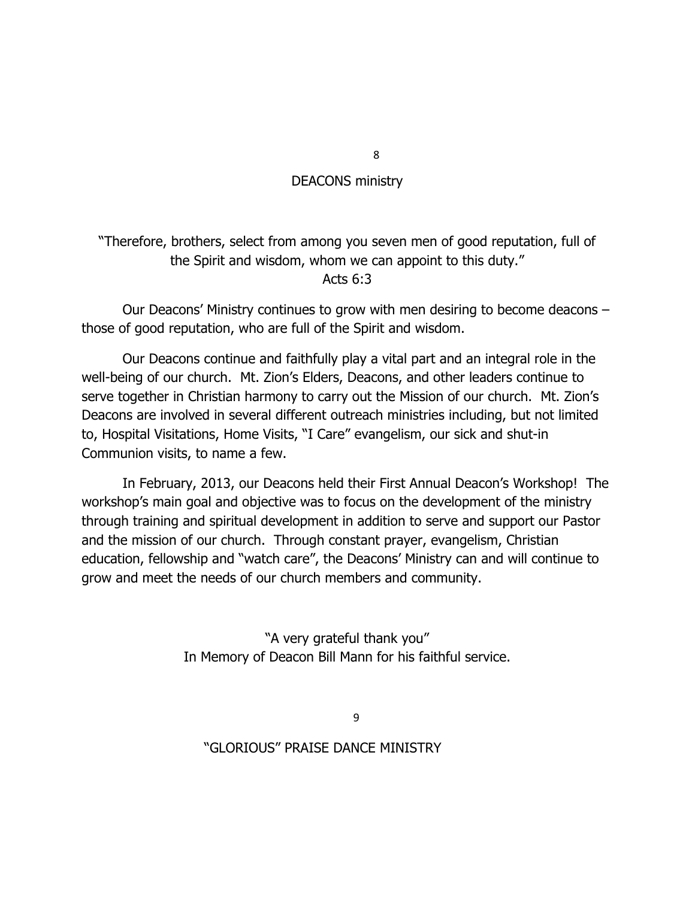## DEACONS ministry

"Therefore, brothers, select from among you seven men of good reputation, full of the Spirit and wisdom, whom we can appoint to this duty."
Acts 6:3

Our Deacons' Ministry continues to grow with men desiring to become deacons – those of good reputation, who are full of the Spirit and wisdom.

Our Deacons continue and faithfully play a vital part and an integral role in the well-being of our church. Mt. Zion's Elders, Deacons, and other leaders continue to serve together in Christian harmony to carry out the Mission of our church. Mt. Zion's Deacons are involved in several different outreach ministries including, but not limited to, Hospital Visitations, Home Visits, "I Care" evangelism, our sick and shut-in Communion visits, to name a few.

In February, 2013, our Deacons held their First Annual Deacon's Workshop! The workshop's main goal and objective was to focus on the development of the ministry through training and spiritual development in addition to serve and support our Pastor and the mission of our church. Through constant prayer, evangelism, Christian education, fellowship and "watch care", the Deacons' Ministry can and will continue to grow and meet the needs of our church members and community.

"A very grateful thank you"
In Memory of Deacon Bill Mann for his faithful service.

## "GLORIOUS" PRAISE DANCE MINISTRY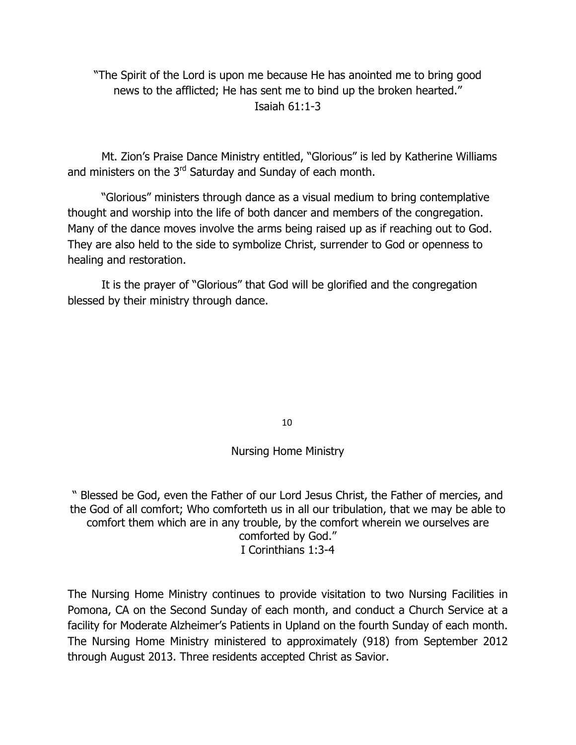"The Spirit of the Lord is upon me because He has anointed me to bring good news to the afflicted; He has sent me to bind up the broken hearted."
Isaiah 61:1-3

Mt. Zion's Praise Dance Ministry entitled, "Glorious" is led by Katherine Williams and ministers on the 3rd Saturday and Sunday of each month.

"Glorious" ministers through dance as a visual medium to bring contemplative thought and worship into the life of both dancer and members of the congregation. Many of the dance moves involve the arms being raised up as if reaching out to God. They are also held to the side to symbolize Christ, surrender to God or openness to healing and restoration.

It is the prayer of "Glorious" that God will be glorified and the congregation blessed by their ministry through dance.

## Nursing Home Ministry

" Blessed be God, even the Father of our Lord Jesus Christ, the Father of mercies, and the God of all comfort; Who comforteth us in all our tribulation, that we may be able to comfort them which are in any trouble, by the comfort wherein we ourselves are comforted by God."
I Corinthians 1:3-4

The Nursing Home Ministry continues to provide visitation to two Nursing Facilities in Pomona, CA on the Second Sunday of each month, and conduct a Church Service at a facility for Moderate Alzheimer's Patients in Upland on the fourth Sunday of each month. The Nursing Home Ministry ministered to approximately (918) from September 2012 through August 2013. Three residents accepted Christ as Savior.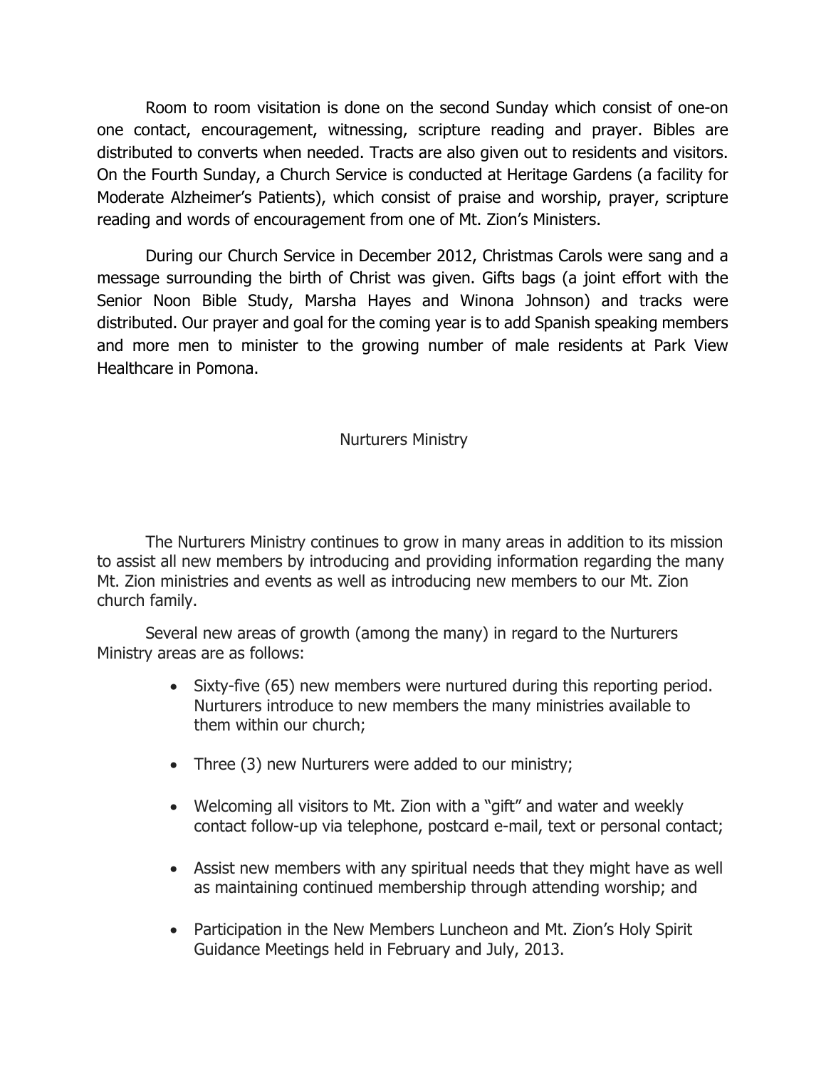Room to room visitation is done on the second Sunday which consist of one-on one contact, encouragement, witnessing, scripture reading and prayer. Bibles are distributed to converts when needed. Tracts are also given out to residents and visitors. On the Fourth Sunday, a Church Service is conducted at Heritage Gardens (a facility for Moderate Alzheimer's Patients), which consist of praise and worship, prayer, scripture reading and words of encouragement from one of Mt. Zion's Ministers.

During our Church Service in December 2012, Christmas Carols were sang and a message surrounding the birth of Christ was given. Gifts bags (a joint effort with the Senior Noon Bible Study, Marsha Hayes and Winona Johnson) and tracks were distributed. Our prayer and goal for the coming year is to add Spanish speaking members and more men to minister to the growing number of male residents at Park View Healthcare in Pomona.

## Nurturers Ministry

The Nurturers Ministry continues to grow in many areas in addition to its mission to assist all new members by introducing and providing information regarding the many Mt. Zion ministries and events as well as introducing new members to our Mt. Zion church family.

Several new areas of growth (among the many) in regard to the Nurturers Ministry areas are as follows:

- Sixty-five (65) new members were nurtured during this reporting period. Nurturers introduce to new members the many ministries available to them within our church;
- Three (3) new Nurturers were added to our ministry;
- Welcoming all visitors to Mt. Zion with a "gift" and water and weekly contact follow-up via telephone, postcard e-mail, text or personal contact;
- Assist new members with any spiritual needs that they might have as well as maintaining continued membership through attending worship; and
- Participation in the New Members Luncheon and Mt. Zion's Holy Spirit Guidance Meetings held in February and July, 2013.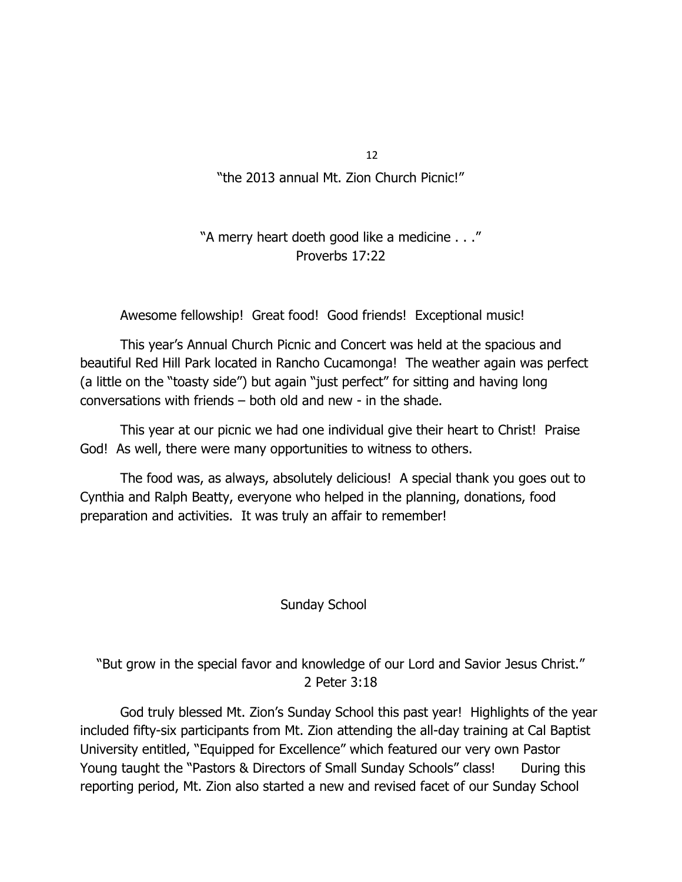## "the 2013 annual Mt. Zion Church Picnic!"

"A merry heart doeth good like a medicine . . ."
Proverbs 17:22

Awesome fellowship! Great food! Good friends! Exceptional music!

This year's Annual Church Picnic and Concert was held at the spacious and beautiful Red Hill Park located in Rancho Cucamonga! The weather again was perfect (a little on the "toasty side") but again "just perfect" for sitting and having long conversations with friends – both old and new - in the shade.

This year at our picnic we had one individual give their heart to Christ! Praise God! As well, there were many opportunities to witness to others.

The food was, as always, absolutely delicious! A special thank you goes out to Cynthia and Ralph Beatty, everyone who helped in the planning, donations, food preparation and activities. It was truly an affair to remember!

## Sunday School

"But grow in the special favor and knowledge of our Lord and Savior Jesus Christ."
2 Peter 3:18

God truly blessed Mt. Zion's Sunday School this past year! Highlights of the year included fifty-six participants from Mt. Zion attending the all-day training at Cal Baptist University entitled, "Equipped for Excellence" which featured our very own Pastor Young taught the "Pastors & Directors of Small Sunday Schools" class! During this reporting period, Mt. Zion also started a new and revised facet of our Sunday School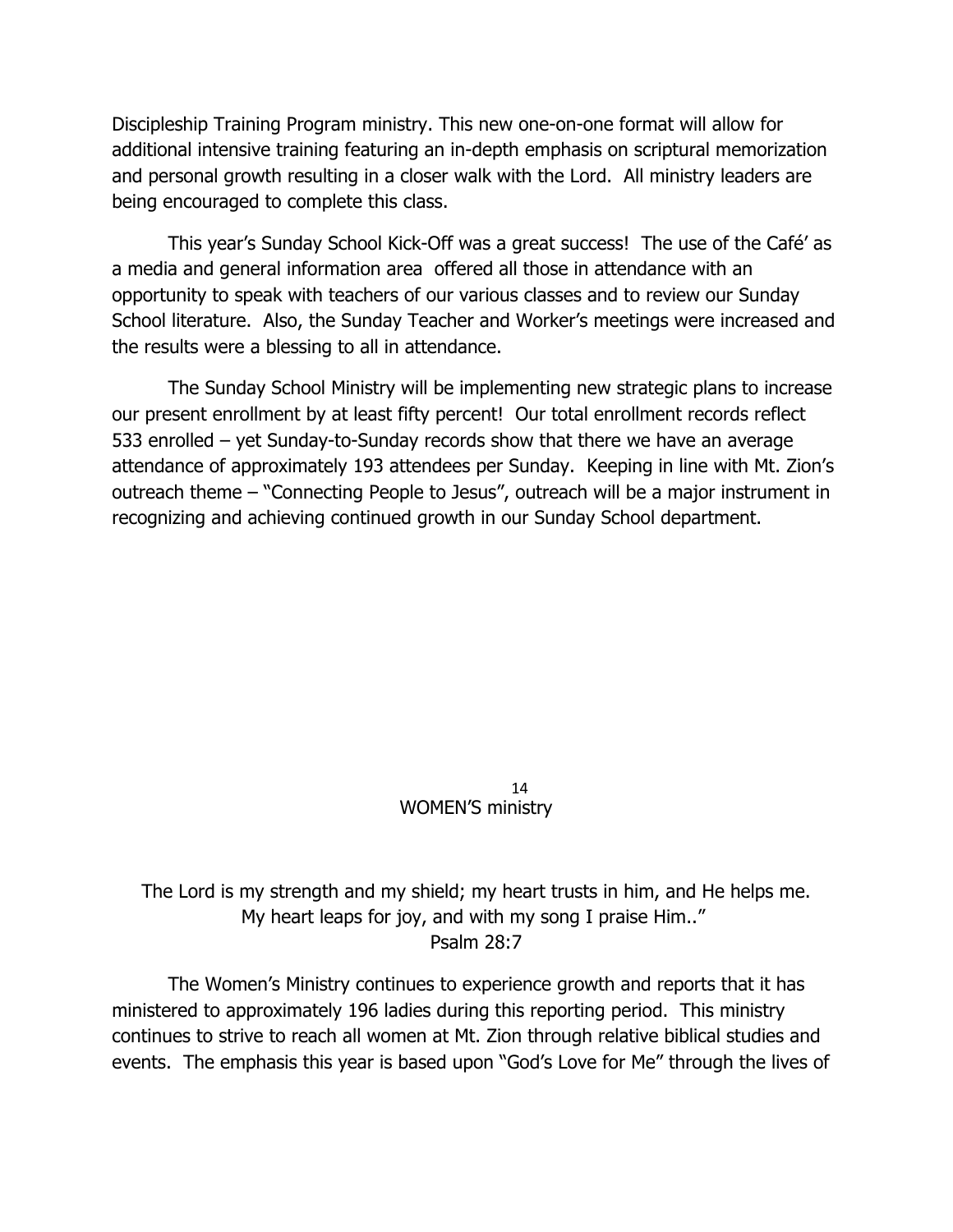Discipleship Training Program ministry. This new one-on-one format will allow for additional intensive training featuring an in-depth emphasis on scriptural memorization and personal growth resulting in a closer walk with the Lord. All ministry leaders are being encouraged to complete this class.

This year's Sunday School Kick-Off was a great success! The use of the Café' as a media and general information area offered all those in attendance with an opportunity to speak with teachers of our various classes and to review our Sunday School literature. Also, the Sunday Teacher and Worker's meetings were increased and the results were a blessing to all in attendance.

The Sunday School Ministry will be implementing new strategic plans to increase our present enrollment by at least fifty percent! Our total enrollment records reflect 533 enrolled – yet Sunday-to-Sunday records show that there we have an average attendance of approximately 193 attendees per Sunday. Keeping in line with Mt. Zion's outreach theme – "Connecting People to Jesus", outreach will be a major instrument in recognizing and achieving continued growth in our Sunday School department.

## WOMEN'S ministry

The Lord is my strength and my shield; my heart trusts in him, and He helps me. My heart leaps for joy, and with my song I praise Him.."
Psalm 28:7

The Women's Ministry continues to experience growth and reports that it has ministered to approximately 196 ladies during this reporting period. This ministry continues to strive to reach all women at Mt. Zion through relative biblical studies and events. The emphasis this year is based upon "God's Love for Me" through the lives of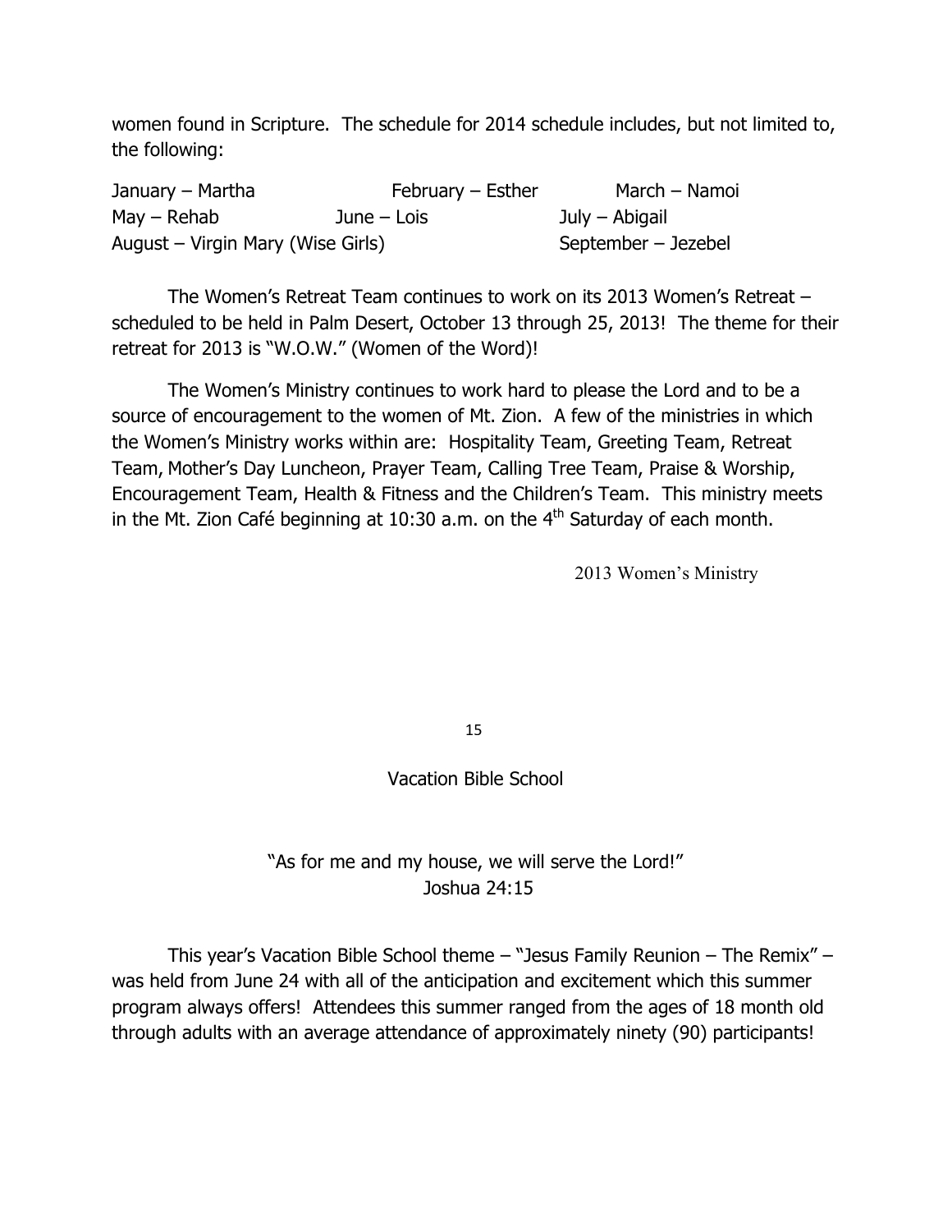women found in Scripture. The schedule for 2014 schedule includes, but not limited to, the following:

January – Martha  
February – Esther  
March – Namoi  
May – Rehab  
June – Lois  
July – Abigail  
August – Virgin Mary (Wise Girls)  
September – Jezebel

The Women's Retreat Team continues to work on its 2013 Women's Retreat – scheduled to be held in Palm Desert, October 13 through 25, 2013! The theme for their retreat for 2013 is "W.O.W." (Women of the Word)!

The Women's Ministry continues to work hard to please the Lord and to be a source of encouragement to the women of Mt. Zion. A few of the ministries in which the Women's Ministry works within are: Hospitality Team, Greeting Team, Retreat Team, Mother's Day Luncheon, Prayer Team, Calling Tree Team, Praise & Worship, Encouragement Team, Health & Fitness and the Children's Team. This ministry meets in the Mt. Zion Café beginning at 10:30 a.m. on the 4th Saturday of each month.

2013 Women's Ministry

## Vacation Bible School

"As for me and my house, we will serve the Lord!"  
Joshua 24:15

This year's Vacation Bible School theme – "Jesus Family Reunion – The Remix" – was held from June 24 with all of the anticipation and excitement which this summer program always offers! Attendees this summer ranged from the ages of 18 month old through adults with an average attendance of approximately ninety (90) participants!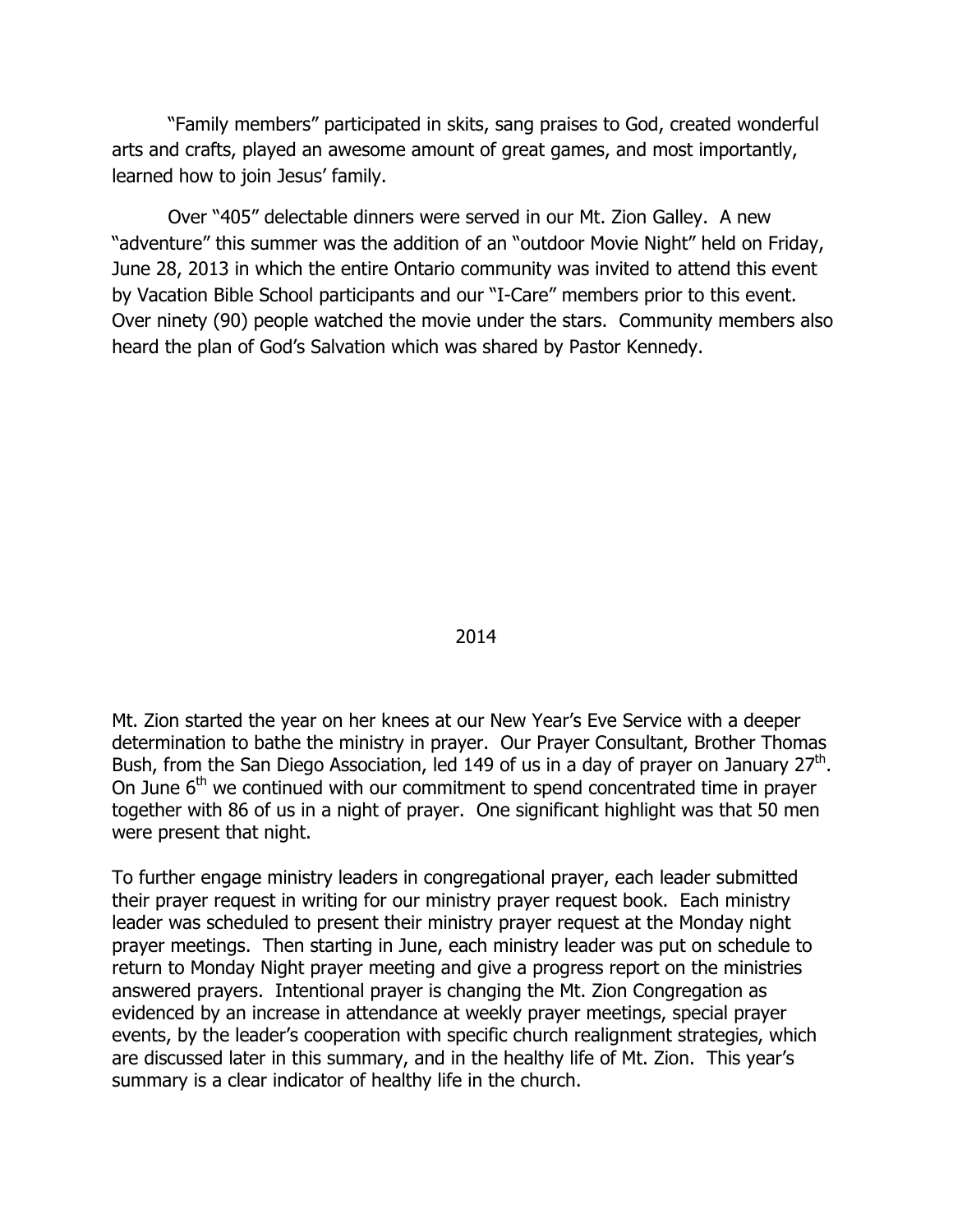"Family members" participated in skits, sang praises to God, created wonderful arts and crafts, played an awesome amount of great games, and most importantly, learned how to join Jesus' family.

Over "405" delectable dinners were served in our Mt. Zion Galley. A new "adventure" this summer was the addition of an "outdoor Movie Night" held on Friday, June 28, 2013 in which the entire Ontario community was invited to attend this event by Vacation Bible School participants and our "I-Care" members prior to this event. Over ninety (90) people watched the movie under the stars. Community members also heard the plan of God's Salvation which was shared by Pastor Kennedy.

## 2014

Mt. Zion started the year on her knees at our New Year's Eve Service with a deeper determination to bathe the ministry in prayer. Our Prayer Consultant, Brother Thomas Bush, from the San Diego Association, led 149 of us in a day of prayer on January 27th. On June 6th we continued with our commitment to spend concentrated time in prayer together with 86 of us in a night of prayer. One significant highlight was that 50 men were present that night.

To further engage ministry leaders in congregational prayer, each leader submitted their prayer request in writing for our ministry prayer request book. Each ministry leader was scheduled to present their ministry prayer request at the Monday night prayer meetings. Then starting in June, each ministry leader was put on schedule to return to Monday Night prayer meeting and give a progress report on the ministries answered prayers. Intentional prayer is changing the Mt. Zion Congregation as evidenced by an increase in attendance at weekly prayer meetings, special prayer events, by the leader's cooperation with specific church realignment strategies, which are discussed later in this summary, and in the healthy life of Mt. Zion. This year's summary is a clear indicator of healthy life in the church.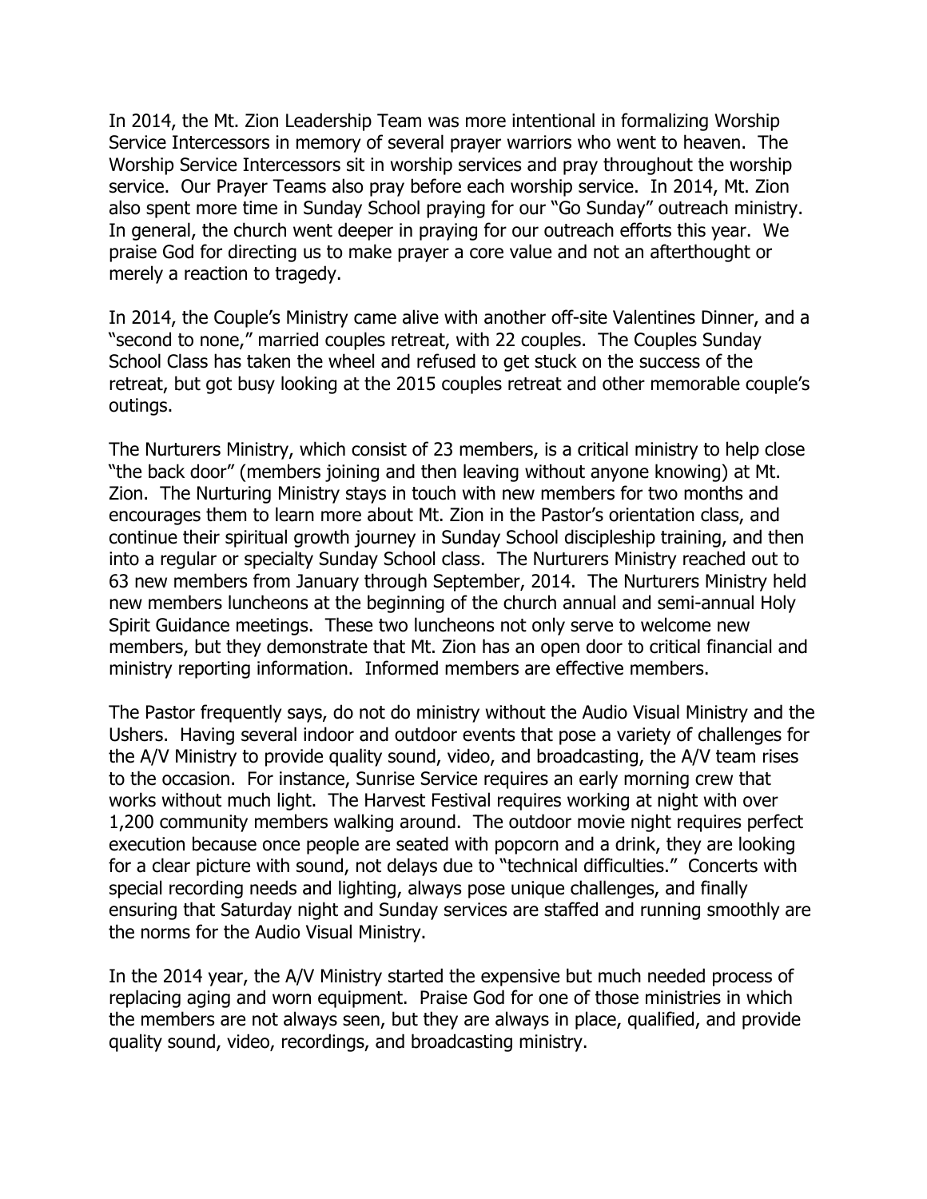In 2014, the Mt. Zion Leadership Team was more intentional in formalizing Worship Service Intercessors in memory of several prayer warriors who went to heaven. The Worship Service Intercessors sit in worship services and pray throughout the worship service. Our Prayer Teams also pray before each worship service. In 2014, Mt. Zion also spent more time in Sunday School praying for our "Go Sunday" outreach ministry. In general, the church went deeper in praying for our outreach efforts this year. We praise God for directing us to make prayer a core value and not an afterthought or merely a reaction to tragedy.

In 2014, the Couple's Ministry came alive with another off-site Valentines Dinner, and a "second to none," married couples retreat, with 22 couples. The Couples Sunday School Class has taken the wheel and refused to get stuck on the success of the retreat, but got busy looking at the 2015 couples retreat and other memorable couple's outings.

The Nurturers Ministry, which consist of 23 members, is a critical ministry to help close "the back door" (members joining and then leaving without anyone knowing) at Mt. Zion. The Nurturing Ministry stays in touch with new members for two months and encourages them to learn more about Mt. Zion in the Pastor's orientation class, and continue their spiritual growth journey in Sunday School discipleship training, and then into a regular or specialty Sunday School class. The Nurturers Ministry reached out to 63 new members from January through September, 2014. The Nurturers Ministry held new members luncheons at the beginning of the church annual and semi-annual Holy Spirit Guidance meetings. These two luncheons not only serve to welcome new members, but they demonstrate that Mt. Zion has an open door to critical financial and ministry reporting information. Informed members are effective members.

The Pastor frequently says, do not do ministry without the Audio Visual Ministry and the Ushers. Having several indoor and outdoor events that pose a variety of challenges for the A/V Ministry to provide quality sound, video, and broadcasting, the A/V team rises to the occasion. For instance, Sunrise Service requires an early morning crew that works without much light. The Harvest Festival requires working at night with over 1,200 community members walking around. The outdoor movie night requires perfect execution because once people are seated with popcorn and a drink, they are looking for a clear picture with sound, not delays due to "technical difficulties." Concerts with special recording needs and lighting, always pose unique challenges, and finally ensuring that Saturday night and Sunday services are staffed and running smoothly are the norms for the Audio Visual Ministry.

In the 2014 year, the A/V Ministry started the expensive but much needed process of replacing aging and worn equipment. Praise God for one of those ministries in which the members are not always seen, but they are always in place, qualified, and provide quality sound, video, recordings, and broadcasting ministry.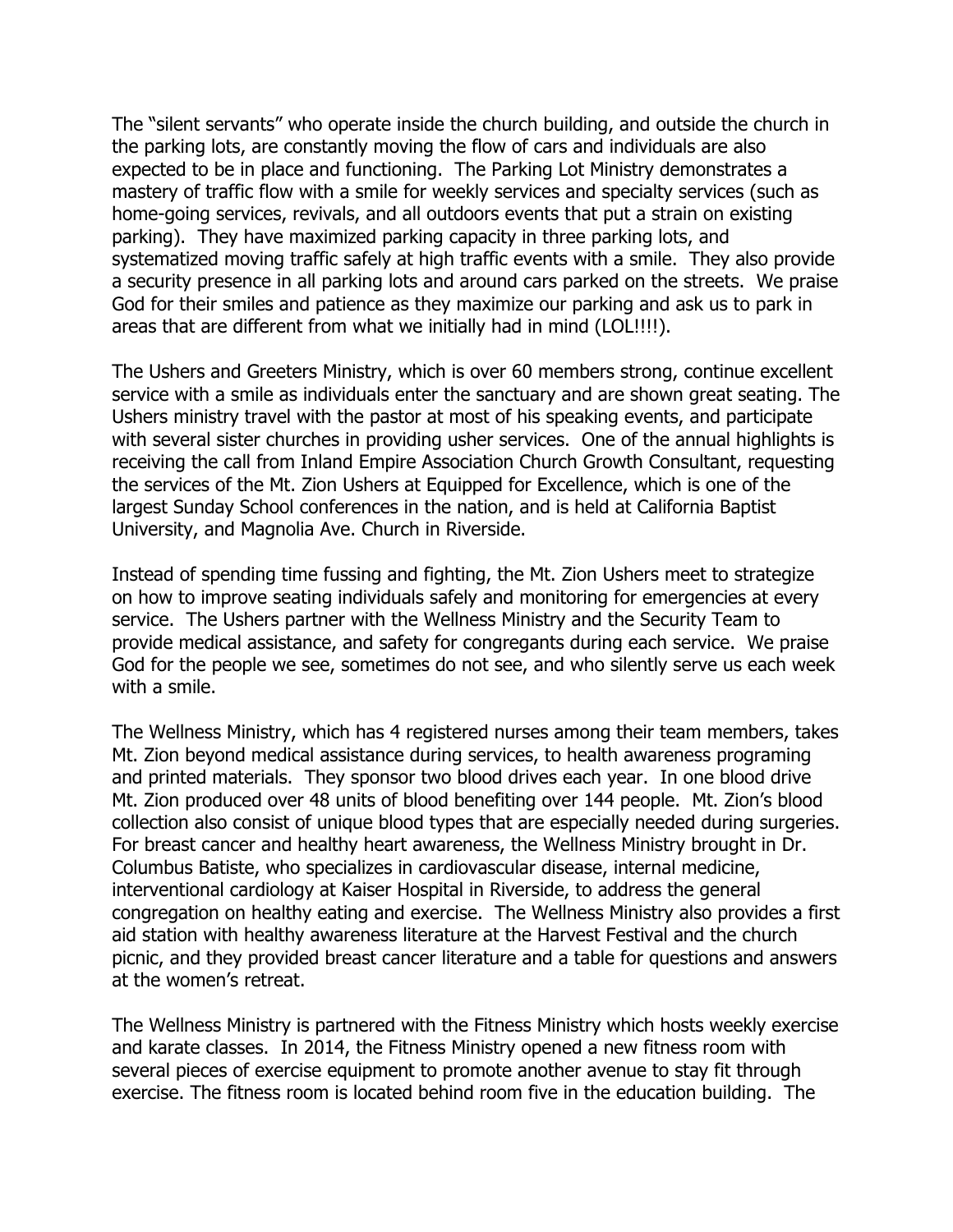The “silent servants” who operate inside the church building, and outside the church in the parking lots, are constantly moving the flow of cars and individuals are also expected to be in place and functioning. The Parking Lot Ministry demonstrates a mastery of traffic flow with a smile for weekly services and specialty services (such as home-going services, revivals, and all outdoors events that put a strain on existing parking). They have maximized parking capacity in three parking lots, and systematized moving traffic safely at high traffic events with a smile. They also provide a security presence in all parking lots and around cars parked on the streets. We praise God for their smiles and patience as they maximize our parking and ask us to park in areas that are different from what we initially had in mind (LOL!!!!).

The Ushers and Greeters Ministry, which is over 60 members strong, continue excellent service with a smile as individuals enter the sanctuary and are shown great seating. The Ushers ministry travel with the pastor at most of his speaking events, and participate with several sister churches in providing usher services. One of the annual highlights is receiving the call from Inland Empire Association Church Growth Consultant, requesting the services of the Mt. Zion Ushers at Equipped for Excellence, which is one of the largest Sunday School conferences in the nation, and is held at California Baptist University, and Magnolia Ave. Church in Riverside.

Instead of spending time fussing and fighting, the Mt. Zion Ushers meet to strategize on how to improve seating individuals safely and monitoring for emergencies at every service. The Ushers partner with the Wellness Ministry and the Security Team to provide medical assistance, and safety for congregants during each service. We praise God for the people we see, sometimes do not see, and who silently serve us each week with a smile.

The Wellness Ministry, which has 4 registered nurses among their team members, takes Mt. Zion beyond medical assistance during services, to health awareness programing and printed materials. They sponsor two blood drives each year. In one blood drive Mt. Zion produced over 48 units of blood benefiting over 144 people. Mt. Zion’s blood collection also consist of unique blood types that are especially needed during surgeries. For breast cancer and healthy heart awareness, the Wellness Ministry brought in Dr. Columbus Batiste, who specializes in cardiovascular disease, internal medicine, interventional cardiology at Kaiser Hospital in Riverside, to address the general congregation on healthy eating and exercise. The Wellness Ministry also provides a first aid station with healthy awareness literature at the Harvest Festival and the church picnic, and they provided breast cancer literature and a table for questions and answers at the women’s retreat.

The Wellness Ministry is partnered with the Fitness Ministry which hosts weekly exercise and karate classes. In 2014, the Fitness Ministry opened a new fitness room with several pieces of exercise equipment to promote another avenue to stay fit through exercise. The fitness room is located behind room five in the education building. The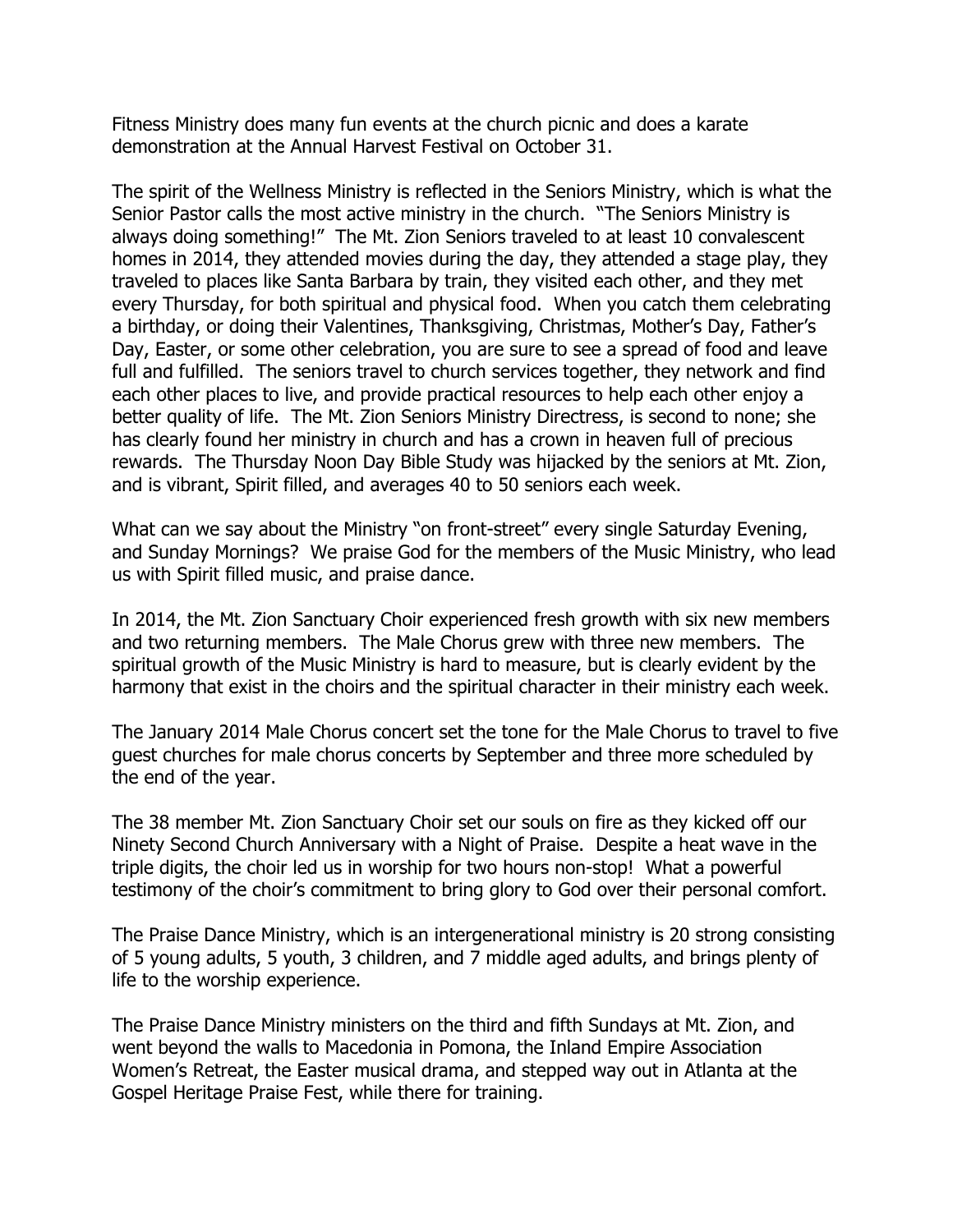Fitness Ministry does many fun events at the church picnic and does a karate demonstration at the Annual Harvest Festival on October 31.

The spirit of the Wellness Ministry is reflected in the Seniors Ministry, which is what the Senior Pastor calls the most active ministry in the church. "The Seniors Ministry is always doing something!" The Mt. Zion Seniors traveled to at least 10 convalescent homes in 2014, they attended movies during the day, they attended a stage play, they traveled to places like Santa Barbara by train, they visited each other, and they met every Thursday, for both spiritual and physical food. When you catch them celebrating a birthday, or doing their Valentines, Thanksgiving, Christmas, Mother's Day, Father's Day, Easter, or some other celebration, you are sure to see a spread of food and leave full and fulfilled. The seniors travel to church services together, they network and find each other places to live, and provide practical resources to help each other enjoy a better quality of life. The Mt. Zion Seniors Ministry Directress, is second to none; she has clearly found her ministry in church and has a crown in heaven full of precious rewards. The Thursday Noon Day Bible Study was hijacked by the seniors at Mt. Zion, and is vibrant, Spirit filled, and averages 40 to 50 seniors each week.

What can we say about the Ministry "on front-street" every single Saturday Evening, and Sunday Mornings? We praise God for the members of the Music Ministry, who lead us with Spirit filled music, and praise dance.

In 2014, the Mt. Zion Sanctuary Choir experienced fresh growth with six new members and two returning members. The Male Chorus grew with three new members. The spiritual growth of the Music Ministry is hard to measure, but is clearly evident by the harmony that exist in the choirs and the spiritual character in their ministry each week.

The January 2014 Male Chorus concert set the tone for the Male Chorus to travel to five guest churches for male chorus concerts by September and three more scheduled by the end of the year.

The 38 member Mt. Zion Sanctuary Choir set our souls on fire as they kicked off our Ninety Second Church Anniversary with a Night of Praise. Despite a heat wave in the triple digits, the choir led us in worship for two hours non-stop! What a powerful testimony of the choir's commitment to bring glory to God over their personal comfort.

The Praise Dance Ministry, which is an intergenerational ministry is 20 strong consisting of 5 young adults, 5 youth, 3 children, and 7 middle aged adults, and brings plenty of life to the worship experience.

The Praise Dance Ministry ministers on the third and fifth Sundays at Mt. Zion, and went beyond the walls to Macedonia in Pomona, the Inland Empire Association Women's Retreat, the Easter musical drama, and stepped way out in Atlanta at the Gospel Heritage Praise Fest, while there for training.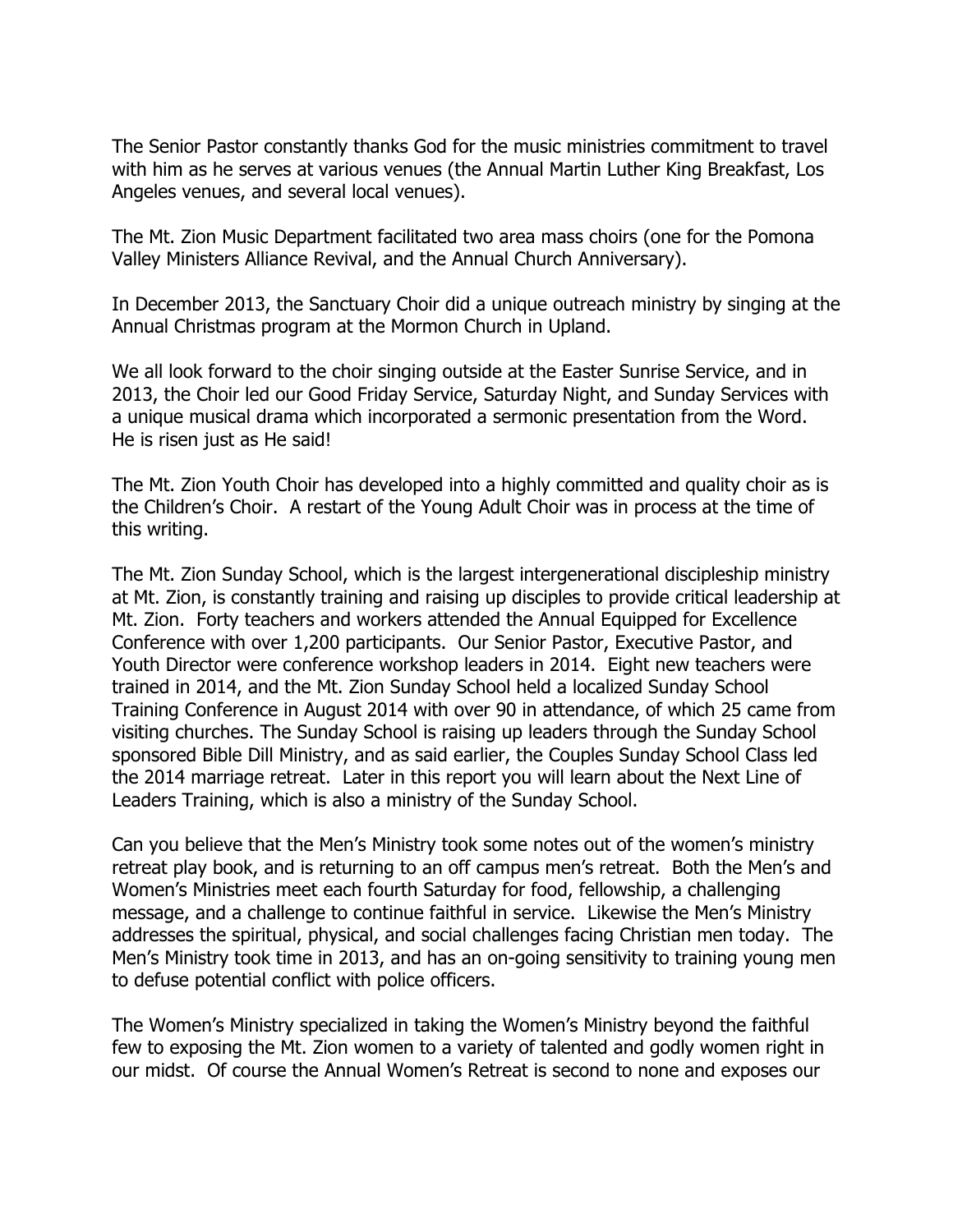The Senior Pastor constantly thanks God for the music ministries commitment to travel with him as he serves at various venues (the Annual Martin Luther King Breakfast, Los Angeles venues, and several local venues).

The Mt. Zion Music Department facilitated two area mass choirs (one for the Pomona Valley Ministers Alliance Revival, and the Annual Church Anniversary).

In December 2013, the Sanctuary Choir did a unique outreach ministry by singing at the Annual Christmas program at the Mormon Church in Upland.

We all look forward to the choir singing outside at the Easter Sunrise Service, and in 2013, the Choir led our Good Friday Service, Saturday Night, and Sunday Services with a unique musical drama which incorporated a sermonic presentation from the Word. He is risen just as He said!

The Mt. Zion Youth Choir has developed into a highly committed and quality choir as is the Children's Choir. A restart of the Young Adult Choir was in process at the time of this writing.

The Mt. Zion Sunday School, which is the largest intergenerational discipleship ministry at Mt. Zion, is constantly training and raising up disciples to provide critical leadership at Mt. Zion. Forty teachers and workers attended the Annual Equipped for Excellence Conference with over 1,200 participants. Our Senior Pastor, Executive Pastor, and Youth Director were conference workshop leaders in 2014. Eight new teachers were trained in 2014, and the Mt. Zion Sunday School held a localized Sunday School Training Conference in August 2014 with over 90 in attendance, of which 25 came from visiting churches. The Sunday School is raising up leaders through the Sunday School sponsored Bible Dill Ministry, and as said earlier, the Couples Sunday School Class led the 2014 marriage retreat. Later in this report you will learn about the Next Line of Leaders Training, which is also a ministry of the Sunday School.

Can you believe that the Men's Ministry took some notes out of the women's ministry retreat play book, and is returning to an off campus men's retreat. Both the Men's and Women's Ministries meet each fourth Saturday for food, fellowship, a challenging message, and a challenge to continue faithful in service. Likewise the Men's Ministry addresses the spiritual, physical, and social challenges facing Christian men today. The Men's Ministry took time in 2013, and has an on-going sensitivity to training young men to defuse potential conflict with police officers.

The Women's Ministry specialized in taking the Women's Ministry beyond the faithful few to exposing the Mt. Zion women to a variety of talented and godly women right in our midst. Of course the Annual Women's Retreat is second to none and exposes our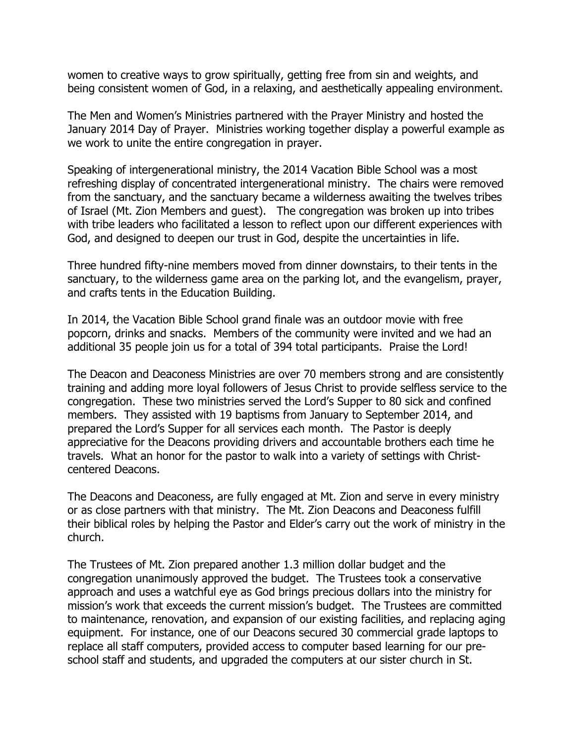women to creative ways to grow spiritually, getting free from sin and weights, and being consistent women of God, in a relaxing, and aesthetically appealing environment.

The Men and Women's Ministries partnered with the Prayer Ministry and hosted the January 2014 Day of Prayer. Ministries working together display a powerful example as we work to unite the entire congregation in prayer.

Speaking of intergenerational ministry, the 2014 Vacation Bible School was a most refreshing display of concentrated intergenerational ministry. The chairs were removed from the sanctuary, and the sanctuary became a wilderness awaiting the twelves tribes of Israel (Mt. Zion Members and guest). The congregation was broken up into tribes with tribe leaders who facilitated a lesson to reflect upon our different experiences with God, and designed to deepen our trust in God, despite the uncertainties in life.

Three hundred fifty-nine members moved from dinner downstairs, to their tents in the sanctuary, to the wilderness game area on the parking lot, and the evangelism, prayer, and crafts tents in the Education Building.

In 2014, the Vacation Bible School grand finale was an outdoor movie with free popcorn, drinks and snacks. Members of the community were invited and we had an additional 35 people join us for a total of 394 total participants. Praise the Lord!

The Deacon and Deaconess Ministries are over 70 members strong and are consistently training and adding more loyal followers of Jesus Christ to provide selfless service to the congregation. These two ministries served the Lord's Supper to 80 sick and confined members. They assisted with 19 baptisms from January to September 2014, and prepared the Lord's Supper for all services each month. The Pastor is deeply appreciative for the Deacons providing drivers and accountable brothers each time he travels. What an honor for the pastor to walk into a variety of settings with Christ-centered Deacons.

The Deacons and Deaconess, are fully engaged at Mt. Zion and serve in every ministry or as close partners with that ministry. The Mt. Zion Deacons and Deaconess fulfill their biblical roles by helping the Pastor and Elder's carry out the work of ministry in the church.

The Trustees of Mt. Zion prepared another 1.3 million dollar budget and the congregation unanimously approved the budget. The Trustees took a conservative approach and uses a watchful eye as God brings precious dollars into the ministry for mission's work that exceeds the current mission's budget. The Trustees are committed to maintenance, renovation, and expansion of our existing facilities, and replacing aging equipment. For instance, one of our Deacons secured 30 commercial grade laptops to replace all staff computers, provided access to computer based learning for our pre-school staff and students, and upgraded the computers at our sister church in St.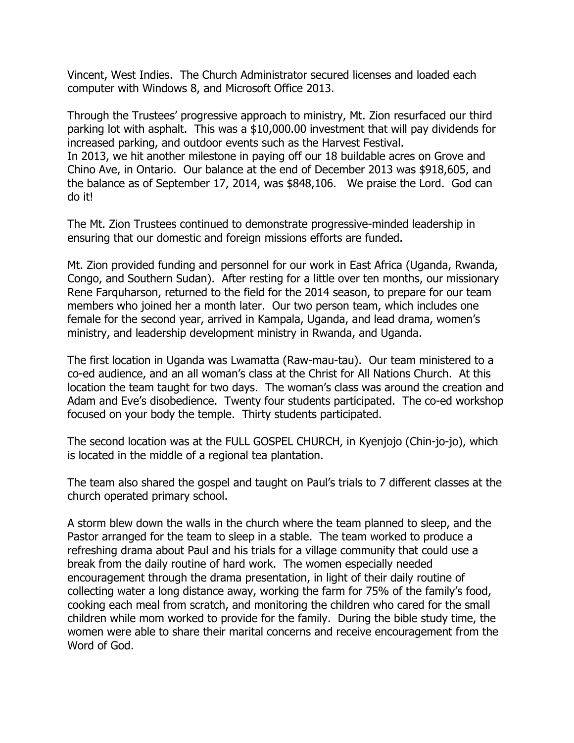Vincent, West Indies. The Church Administrator secured licenses and loaded each computer with Windows 8, and Microsoft Office 2013.

Through the Trustees' progressive approach to ministry, Mt. Zion resurfaced our third parking lot with asphalt. This was a $10,000.00 investment that will pay dividends for increased parking, and outdoor events such as the Harvest Festival.
In 2013, we hit another milestone in paying off our 18 buildable acres on Grove and Chino Ave, in Ontario. Our balance at the end of December 2013 was $918,605, and the balance as of September 17, 2014, was $848,106. We praise the Lord. God can do it!

The Mt. Zion Trustees continued to demonstrate progressive-minded leadership in ensuring that our domestic and foreign missions efforts are funded.

Mt. Zion provided funding and personnel for our work in East Africa (Uganda, Rwanda, Congo, and Southern Sudan). After resting for a little over ten months, our missionary Rene Farquharson, returned to the field for the 2014 season, to prepare for our team members who joined her a month later. Our two person team, which includes one female for the second year, arrived in Kampala, Uganda, and lead drama, women's ministry, and leadership development ministry in Rwanda, and Uganda.

The first location in Uganda was Lwamatta (Raw-mau-tau). Our team ministered to a co-ed audience, and an all woman's class at the Christ for All Nations Church. At this location the team taught for two days. The woman's class was around the creation and Adam and Eve's disobedience. Twenty four students participated. The co-ed workshop focused on your body the temple. Thirty students participated.

The second location was at the FULL GOSPEL CHURCH, in Kyenjojo (Chin-jo-jo), which is located in the middle of a regional tea plantation.

The team also shared the gospel and taught on Paul's trials to 7 different classes at the church operated primary school.

A storm blew down the walls in the church where the team planned to sleep, and the Pastor arranged for the team to sleep in a stable. The team worked to produce a refreshing drama about Paul and his trials for a village community that could use a break from the daily routine of hard work. The women especially needed encouragement through the drama presentation, in light of their daily routine of collecting water a long distance away, working the farm for 75% of the family's food, cooking each meal from scratch, and monitoring the children who cared for the small children while mom worked to provide for the family. During the bible study time, the women were able to share their marital concerns and receive encouragement from the Word of God.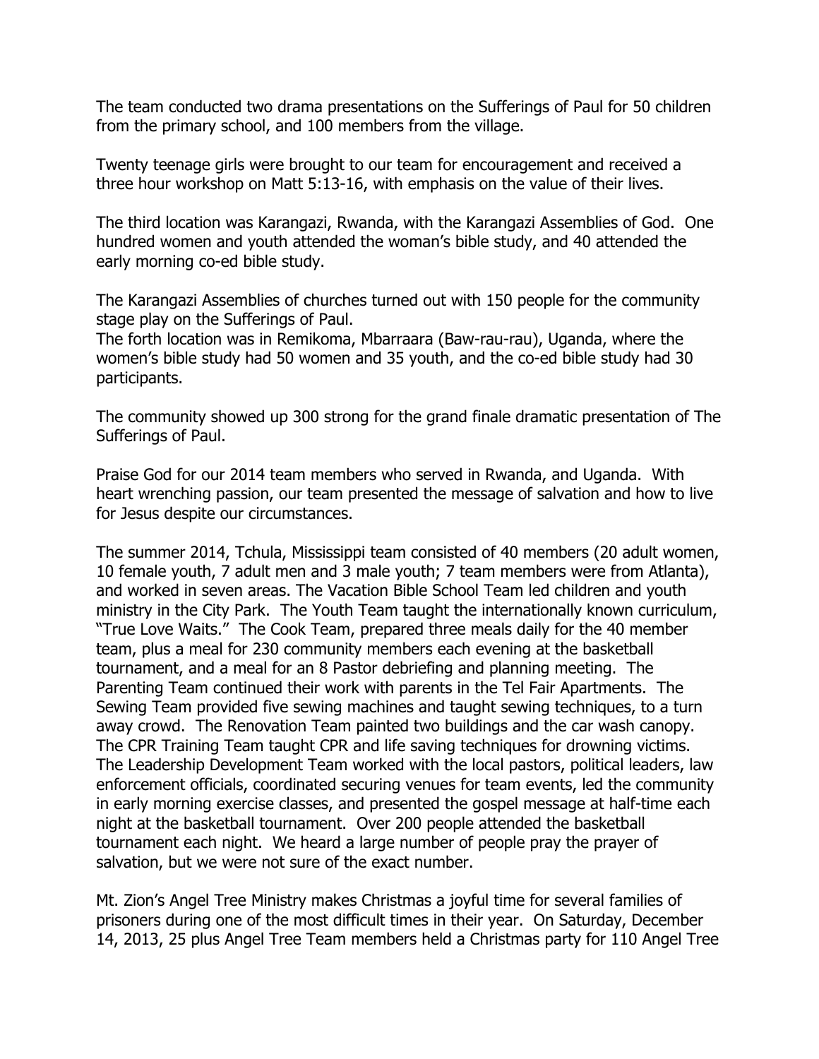The team conducted two drama presentations on the Sufferings of Paul for 50 children from the primary school, and 100 members from the village.

Twenty teenage girls were brought to our team for encouragement and received a three hour workshop on Matt 5:13-16, with emphasis on the value of their lives.

The third location was Karangazi, Rwanda, with the Karangazi Assemblies of God. One hundred women and youth attended the woman's bible study, and 40 attended the early morning co-ed bible study.

The Karangazi Assemblies of churches turned out with 150 people for the community stage play on the Sufferings of Paul.
The forth location was in Remikoma, Mbarraara (Baw-rau-rau), Uganda, where the women's bible study had 50 women and 35 youth, and the co-ed bible study had 30 participants.

The community showed up 300 strong for the grand finale dramatic presentation of The Sufferings of Paul.

Praise God for our 2014 team members who served in Rwanda, and Uganda. With heart wrenching passion, our team presented the message of salvation and how to live for Jesus despite our circumstances.

The summer 2014, Tchula, Mississippi team consisted of 40 members (20 adult women, 10 female youth, 7 adult men and 3 male youth; 7 team members were from Atlanta), and worked in seven areas. The Vacation Bible School Team led children and youth ministry in the City Park. The Youth Team taught the internationally known curriculum, "True Love Waits." The Cook Team, prepared three meals daily for the 40 member team, plus a meal for 230 community members each evening at the basketball tournament, and a meal for an 8 Pastor debriefing and planning meeting. The Parenting Team continued their work with parents in the Tel Fair Apartments. The Sewing Team provided five sewing machines and taught sewing techniques, to a turn away crowd. The Renovation Team painted two buildings and the car wash canopy. The CPR Training Team taught CPR and life saving techniques for drowning victims. The Leadership Development Team worked with the local pastors, political leaders, law enforcement officials, coordinated securing venues for team events, led the community in early morning exercise classes, and presented the gospel message at half-time each night at the basketball tournament. Over 200 people attended the basketball tournament each night. We heard a large number of people pray the prayer of salvation, but we were not sure of the exact number.

Mt. Zion's Angel Tree Ministry makes Christmas a joyful time for several families of prisoners during one of the most difficult times in their year. On Saturday, December 14, 2013, 25 plus Angel Tree Team members held a Christmas party for 110 Angel Tree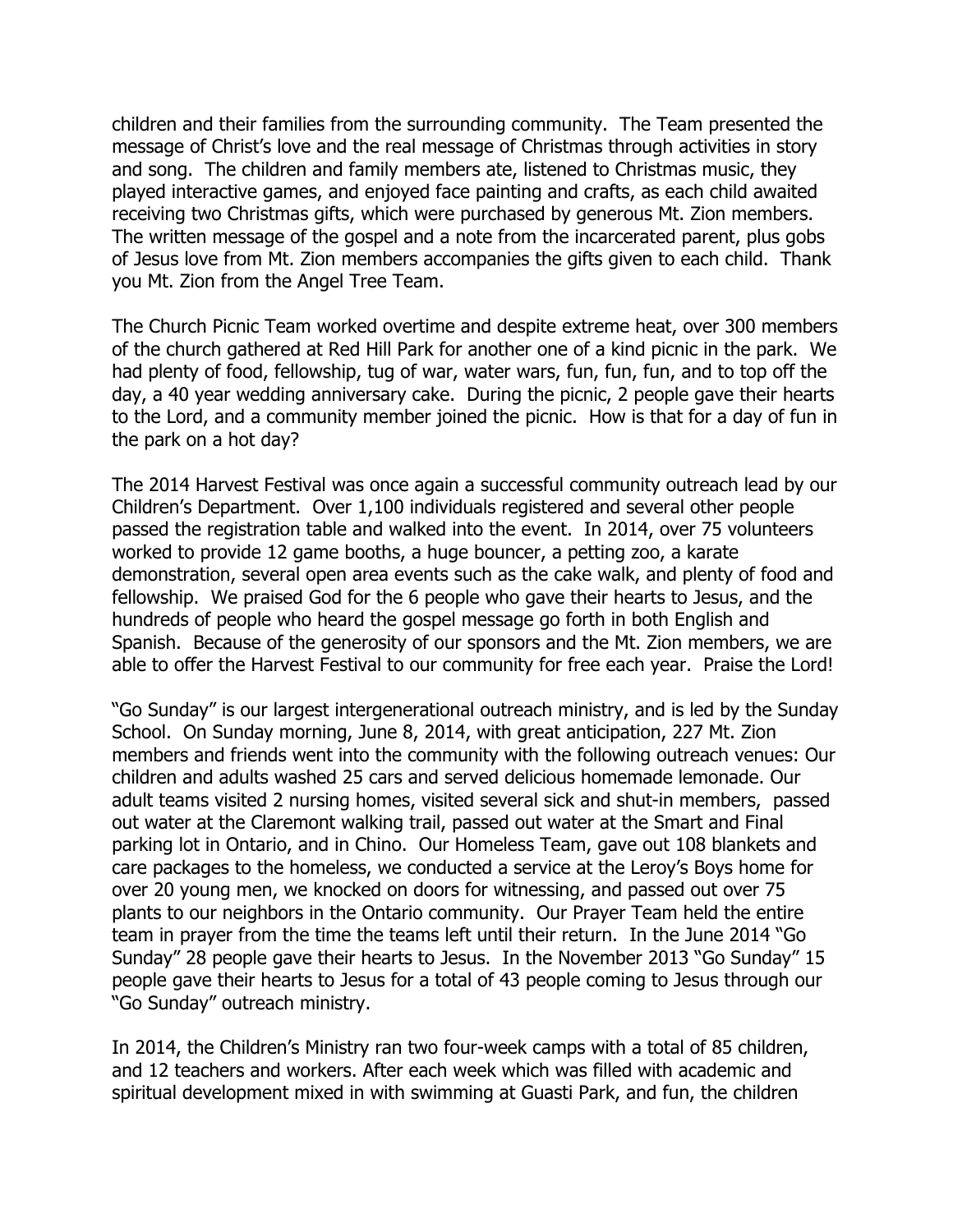children and their families from the surrounding community. The Team presented the message of Christ's love and the real message of Christmas through activities in story and song. The children and family members ate, listened to Christmas music, they played interactive games, and enjoyed face painting and crafts, as each child awaited receiving two Christmas gifts, which were purchased by generous Mt. Zion members. The written message of the gospel and a note from the incarcerated parent, plus gobs of Jesus love from Mt. Zion members accompanies the gifts given to each child. Thank you Mt. Zion from the Angel Tree Team.

The Church Picnic Team worked overtime and despite extreme heat, over 300 members of the church gathered at Red Hill Park for another one of a kind picnic in the park. We had plenty of food, fellowship, tug of war, water wars, fun, fun, fun, and to top off the day, a 40 year wedding anniversary cake. During the picnic, 2 people gave their hearts to the Lord, and a community member joined the picnic. How is that for a day of fun in the park on a hot day?

The 2014 Harvest Festival was once again a successful community outreach lead by our Children's Department. Over 1,100 individuals registered and several other people passed the registration table and walked into the event. In 2014, over 75 volunteers worked to provide 12 game booths, a huge bouncer, a petting zoo, a karate demonstration, several open area events such as the cake walk, and plenty of food and fellowship. We praised God for the 6 people who gave their hearts to Jesus, and the hundreds of people who heard the gospel message go forth in both English and Spanish. Because of the generosity of our sponsors and the Mt. Zion members, we are able to offer the Harvest Festival to our community for free each year. Praise the Lord!

"Go Sunday" is our largest intergenerational outreach ministry, and is led by the Sunday School. On Sunday morning, June 8, 2014, with great anticipation, 227 Mt. Zion members and friends went into the community with the following outreach venues: Our children and adults washed 25 cars and served delicious homemade lemonade. Our adult teams visited 2 nursing homes, visited several sick and shut-in members, passed out water at the Claremont walking trail, passed out water at the Smart and Final parking lot in Ontario, and in Chino. Our Homeless Team, gave out 108 blankets and care packages to the homeless, we conducted a service at the Leroy's Boys home for over 20 young men, we knocked on doors for witnessing, and passed out over 75 plants to our neighbors in the Ontario community. Our Prayer Team held the entire team in prayer from the time the teams left until their return. In the June 2014 "Go Sunday" 28 people gave their hearts to Jesus. In the November 2013 "Go Sunday" 15 people gave their hearts to Jesus for a total of 43 people coming to Jesus through our "Go Sunday" outreach ministry.

In 2014, the Children's Ministry ran two four-week camps with a total of 85 children, and 12 teachers and workers. After each week which was filled with academic and spiritual development mixed in with swimming at Guasti Park, and fun, the children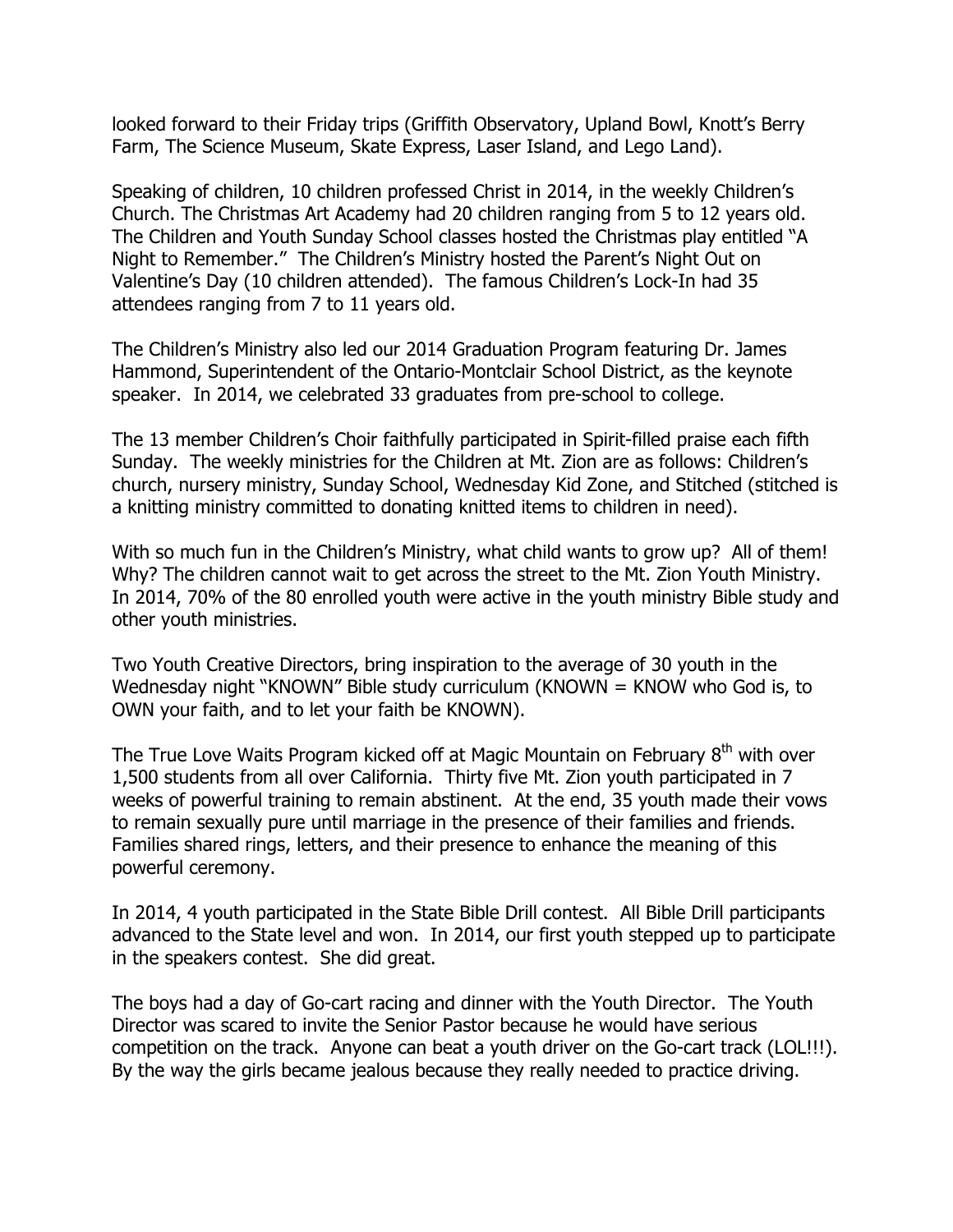looked forward to their Friday trips (Griffith Observatory, Upland Bowl, Knott's Berry Farm, The Science Museum, Skate Express, Laser Island, and Lego Land).

Speaking of children, 10 children professed Christ in 2014, in the weekly Children's Church. The Christmas Art Academy had 20 children ranging from 5 to 12 years old. The Children and Youth Sunday School classes hosted the Christmas play entitled "A Night to Remember." The Children's Ministry hosted the Parent's Night Out on Valentine's Day (10 children attended). The famous Children's Lock-In had 35 attendees ranging from 7 to 11 years old.

The Children's Ministry also led our 2014 Graduation Program featuring Dr. James Hammond, Superintendent of the Ontario-Montclair School District, as the keynote speaker. In 2014, we celebrated 33 graduates from pre-school to college.

The 13 member Children's Choir faithfully participated in Spirit-filled praise each fifth Sunday. The weekly ministries for the Children at Mt. Zion are as follows: Children's church, nursery ministry, Sunday School, Wednesday Kid Zone, and Stitched (stitched is a knitting ministry committed to donating knitted items to children in need).

With so much fun in the Children's Ministry, what child wants to grow up? All of them! Why? The children cannot wait to get across the street to the Mt. Zion Youth Ministry. In 2014, 70% of the 80 enrolled youth were active in the youth ministry Bible study and other youth ministries.

Two Youth Creative Directors, bring inspiration to the average of 30 youth in the Wednesday night "KNOWN" Bible study curriculum (KNOWN = KNOW who God is, to OWN your faith, and to let your faith be KNOWN).

The True Love Waits Program kicked off at Magic Mountain on February 8th with over 1,500 students from all over California. Thirty five Mt. Zion youth participated in 7 weeks of powerful training to remain abstinent. At the end, 35 youth made their vows to remain sexually pure until marriage in the presence of their families and friends. Families shared rings, letters, and their presence to enhance the meaning of this powerful ceremony.

In 2014, 4 youth participated in the State Bible Drill contest. All Bible Drill participants advanced to the State level and won. In 2014, our first youth stepped up to participate in the speakers contest. She did great.

The boys had a day of Go-cart racing and dinner with the Youth Director. The Youth Director was scared to invite the Senior Pastor because he would have serious competition on the track. Anyone can beat a youth driver on the Go-cart track (LOL!!!). By the way the girls became jealous because they really needed to practice driving.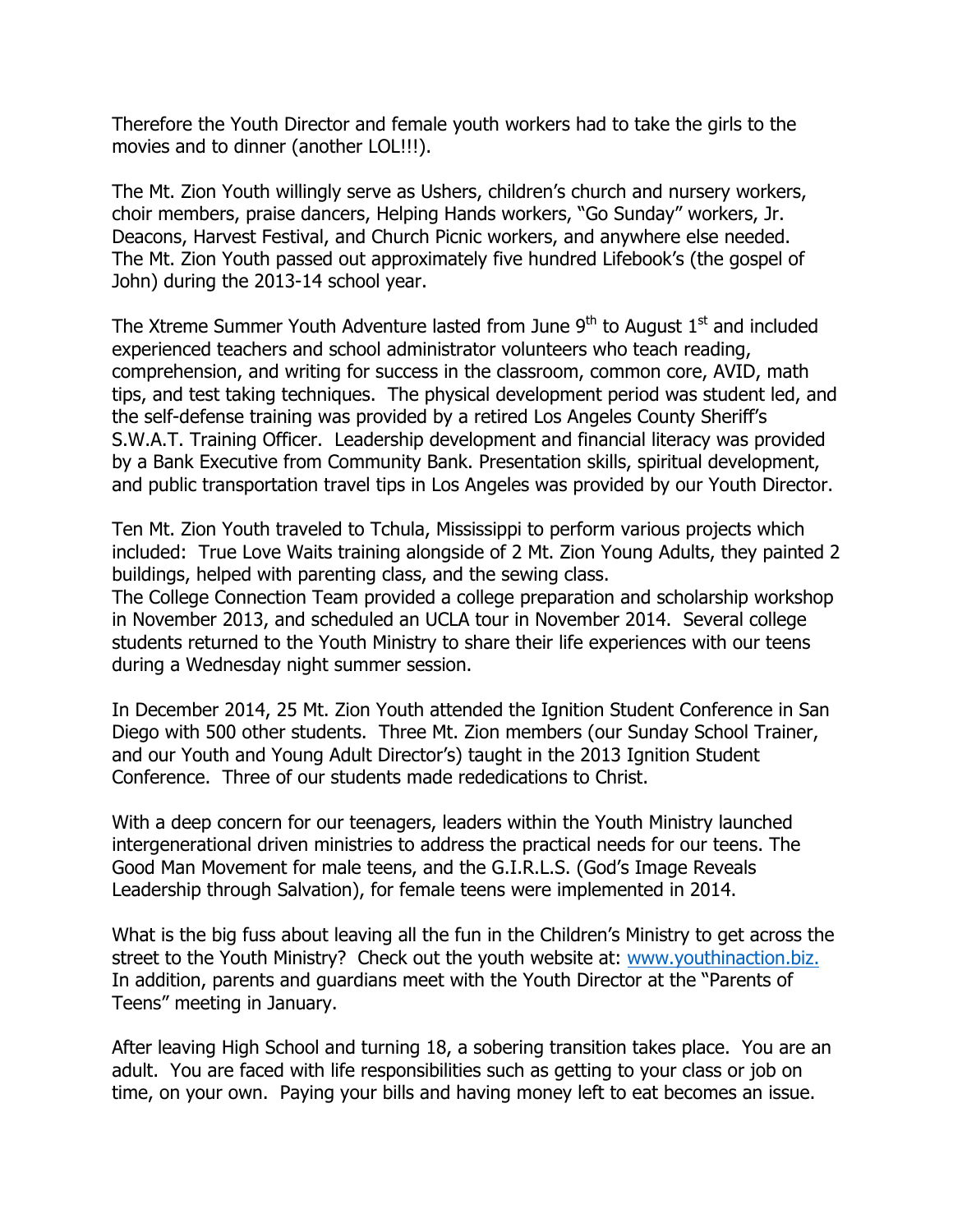Therefore the Youth Director and female youth workers had to take the girls to the movies and to dinner (another LOL!!!).

The Mt. Zion Youth willingly serve as Ushers, children's church and nursery workers, choir members, praise dancers, Helping Hands workers, "Go Sunday" workers, Jr. Deacons, Harvest Festival, and Church Picnic workers, and anywhere else needed. The Mt. Zion Youth passed out approximately five hundred Lifebook's (the gospel of John) during the 2013-14 school year.

The Xtreme Summer Youth Adventure lasted from June 9th to August 1st and included experienced teachers and school administrator volunteers who teach reading, comprehension, and writing for success in the classroom, common core, AVID, math tips, and test taking techniques. The physical development period was student led, and the self-defense training was provided by a retired Los Angeles County Sheriff's S.W.A.T. Training Officer. Leadership development and financial literacy was provided by a Bank Executive from Community Bank. Presentation skills, spiritual development, and public transportation travel tips in Los Angeles was provided by our Youth Director.

Ten Mt. Zion Youth traveled to Tchula, Mississippi to perform various projects which included: True Love Waits training alongside of 2 Mt. Zion Young Adults, they painted 2 buildings, helped with parenting class, and the sewing class.
The College Connection Team provided a college preparation and scholarship workshop in November 2013, and scheduled an UCLA tour in November 2014. Several college students returned to the Youth Ministry to share their life experiences with our teens during a Wednesday night summer session.

In December 2014, 25 Mt. Zion Youth attended the Ignition Student Conference in San Diego with 500 other students. Three Mt. Zion members (our Sunday School Trainer, and our Youth and Young Adult Director's) taught in the 2013 Ignition Student Conference. Three of our students made rededications to Christ.

With a deep concern for our teenagers, leaders within the Youth Ministry launched intergenerational driven ministries to address the practical needs for our teens. The Good Man Movement for male teens, and the G.I.R.L.S. (God's Image Reveals Leadership through Salvation), for female teens were implemented in 2014.

What is the big fuss about leaving all the fun in the Children's Ministry to get across the street to the Youth Ministry? Check out the youth website at: www.youthinaction.biz. In addition, parents and guardians meet with the Youth Director at the "Parents of Teens" meeting in January.

After leaving High School and turning 18, a sobering transition takes place. You are an adult. You are faced with life responsibilities such as getting to your class or job on time, on your own. Paying your bills and having money left to eat becomes an issue.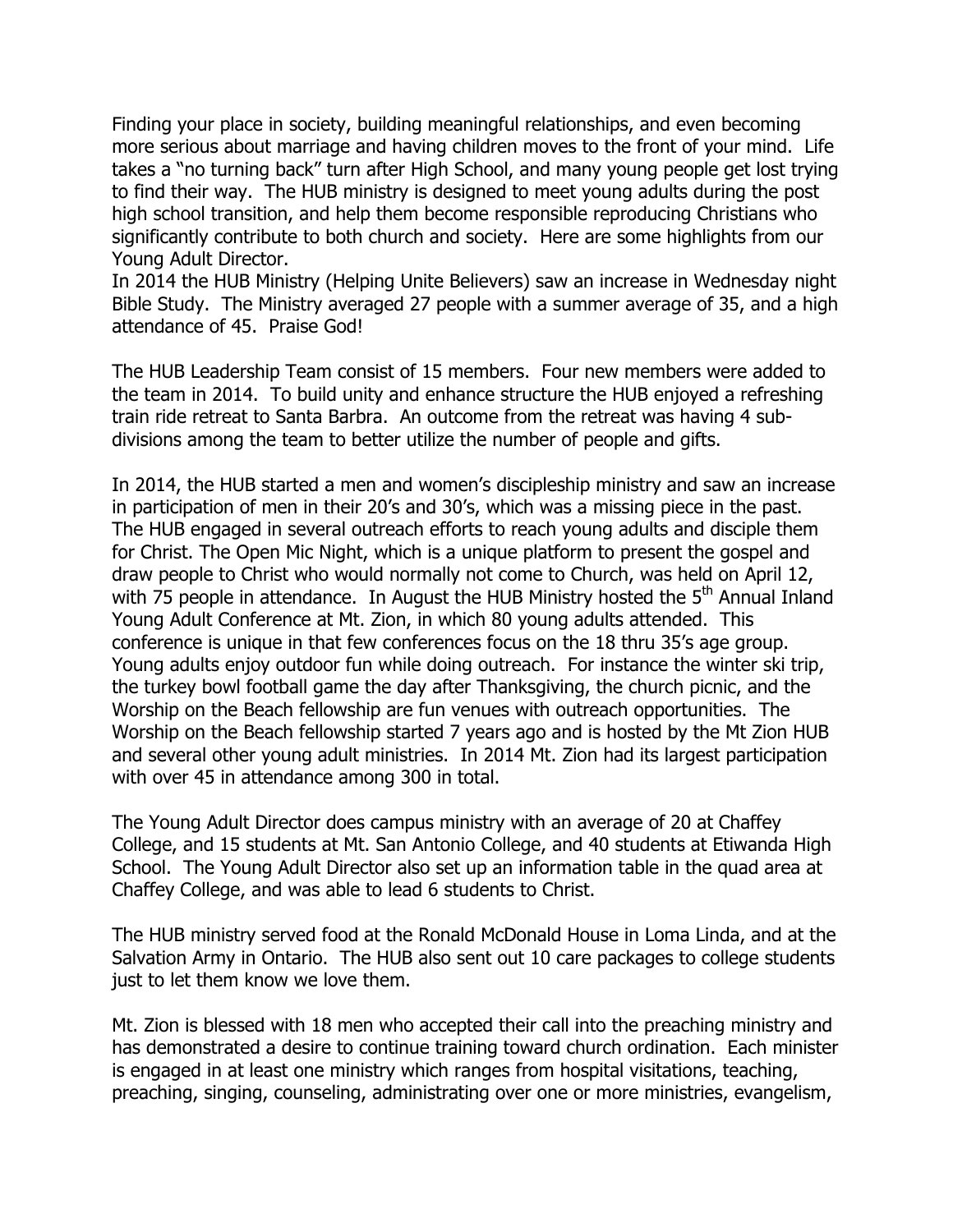Finding your place in society, building meaningful relationships, and even becoming more serious about marriage and having children moves to the front of your mind. Life takes a "no turning back" turn after High School, and many young people get lost trying to find their way. The HUB ministry is designed to meet young adults during the post high school transition, and help them become responsible reproducing Christians who significantly contribute to both church and society. Here are some highlights from our Young Adult Director.

In 2014 the HUB Ministry (Helping Unite Believers) saw an increase in Wednesday night Bible Study. The Ministry averaged 27 people with a summer average of 35, and a high attendance of 45. Praise God!

The HUB Leadership Team consist of 15 members. Four new members were added to the team in 2014. To build unity and enhance structure the HUB enjoyed a refreshing train ride retreat to Santa Barbra. An outcome from the retreat was having 4 sub-divisions among the team to better utilize the number of people and gifts.

In 2014, the HUB started a men and women's discipleship ministry and saw an increase in participation of men in their 20's and 30's, which was a missing piece in the past. The HUB engaged in several outreach efforts to reach young adults and disciple them for Christ. The Open Mic Night, which is a unique platform to present the gospel and draw people to Christ who would normally not come to Church, was held on April 12, with 75 people in attendance. In August the HUB Ministry hosted the 5th Annual Inland Young Adult Conference at Mt. Zion, in which 80 young adults attended. This conference is unique in that few conferences focus on the 18 thru 35's age group. Young adults enjoy outdoor fun while doing outreach. For instance the winter ski trip, the turkey bowl football game the day after Thanksgiving, the church picnic, and the Worship on the Beach fellowship are fun venues with outreach opportunities. The Worship on the Beach fellowship started 7 years ago and is hosted by the Mt Zion HUB and several other young adult ministries. In 2014 Mt. Zion had its largest participation with over 45 in attendance among 300 in total.

The Young Adult Director does campus ministry with an average of 20 at Chaffey College, and 15 students at Mt. San Antonio College, and 40 students at Etiwanda High School. The Young Adult Director also set up an information table in the quad area at Chaffey College, and was able to lead 6 students to Christ.

The HUB ministry served food at the Ronald McDonald House in Loma Linda, and at the Salvation Army in Ontario. The HUB also sent out 10 care packages to college students just to let them know we love them.

Mt. Zion is blessed with 18 men who accepted their call into the preaching ministry and has demonstrated a desire to continue training toward church ordination. Each minister is engaged in at least one ministry which ranges from hospital visitations, teaching, preaching, singing, counseling, administrating over one or more ministries, evangelism,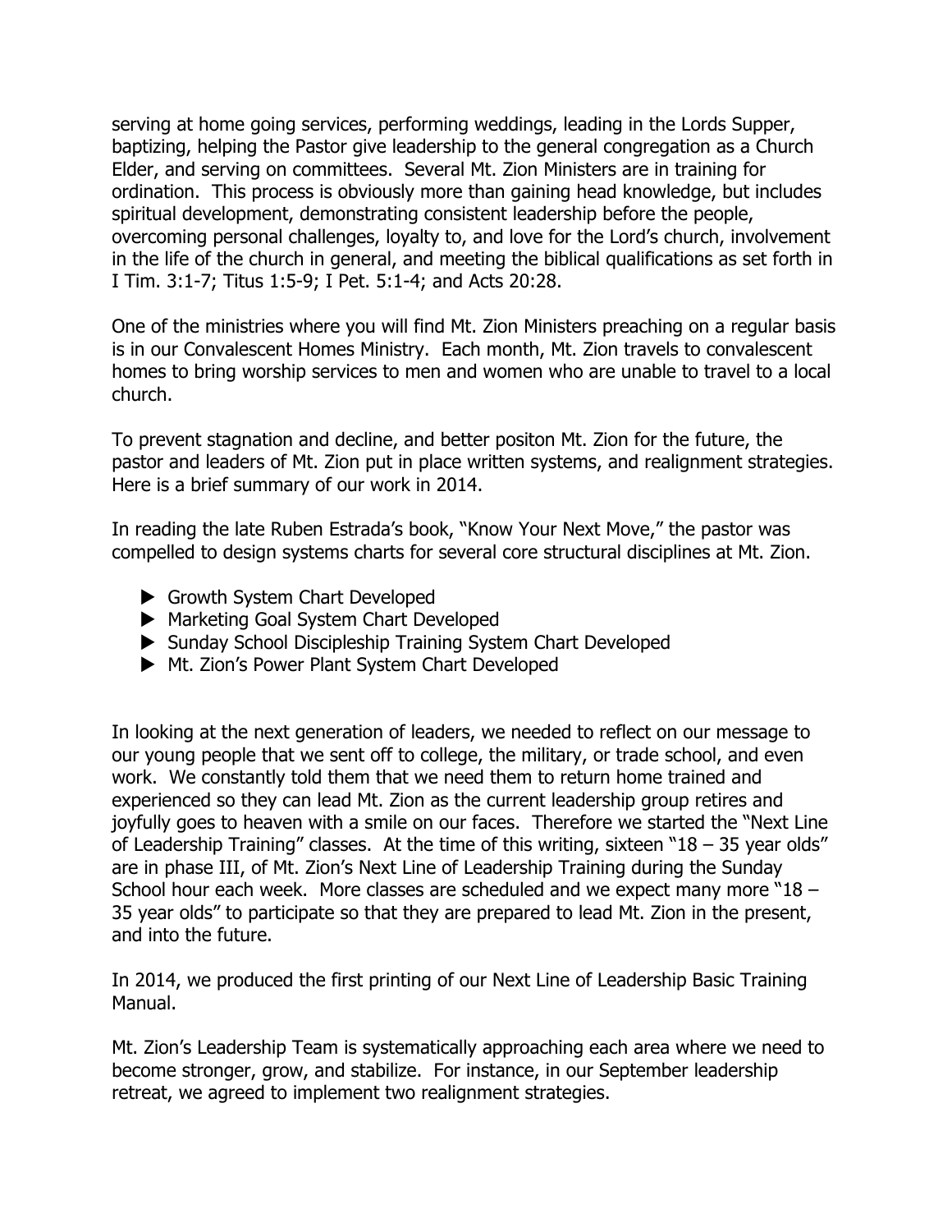serving at home going services, performing weddings, leading in the Lords Supper, baptizing, helping the Pastor give leadership to the general congregation as a Church Elder, and serving on committees. Several Mt. Zion Ministers are in training for ordination. This process is obviously more than gaining head knowledge, but includes spiritual development, demonstrating consistent leadership before the people, overcoming personal challenges, loyalty to, and love for the Lord's church, involvement in the life of the church in general, and meeting the biblical qualifications as set forth in I Tim. 3:1-7; Titus 1:5-9; I Pet. 5:1-4; and Acts 20:28.

One of the ministries where you will find Mt. Zion Ministers preaching on a regular basis is in our Convalescent Homes Ministry. Each month, Mt. Zion travels to convalescent homes to bring worship services to men and women who are unable to travel to a local church.

To prevent stagnation and decline, and better positon Mt. Zion for the future, the pastor and leaders of Mt. Zion put in place written systems, and realignment strategies. Here is a brief summary of our work in 2014.

In reading the late Ruben Estrada's book, "Know Your Next Move," the pastor was compelled to design systems charts for several core structural disciplines at Mt. Zion.

- Growth System Chart Developed
- Marketing Goal System Chart Developed
- Sunday School Discipleship Training System Chart Developed
- Mt. Zion's Power Plant System Chart Developed

In looking at the next generation of leaders, we needed to reflect on our message to our young people that we sent off to college, the military, or trade school, and even work. We constantly told them that we need them to return home trained and experienced so they can lead Mt. Zion as the current leadership group retires and joyfully goes to heaven with a smile on our faces. Therefore we started the "Next Line of Leadership Training" classes. At the time of this writing, sixteen "18 – 35 year olds" are in phase III, of Mt. Zion's Next Line of Leadership Training during the Sunday School hour each week. More classes are scheduled and we expect many more "18 – 35 year olds" to participate so that they are prepared to lead Mt. Zion in the present, and into the future.

In 2014, we produced the first printing of our Next Line of Leadership Basic Training Manual.

Mt. Zion's Leadership Team is systematically approaching each area where we need to become stronger, grow, and stabilize. For instance, in our September leadership retreat, we agreed to implement two realignment strategies.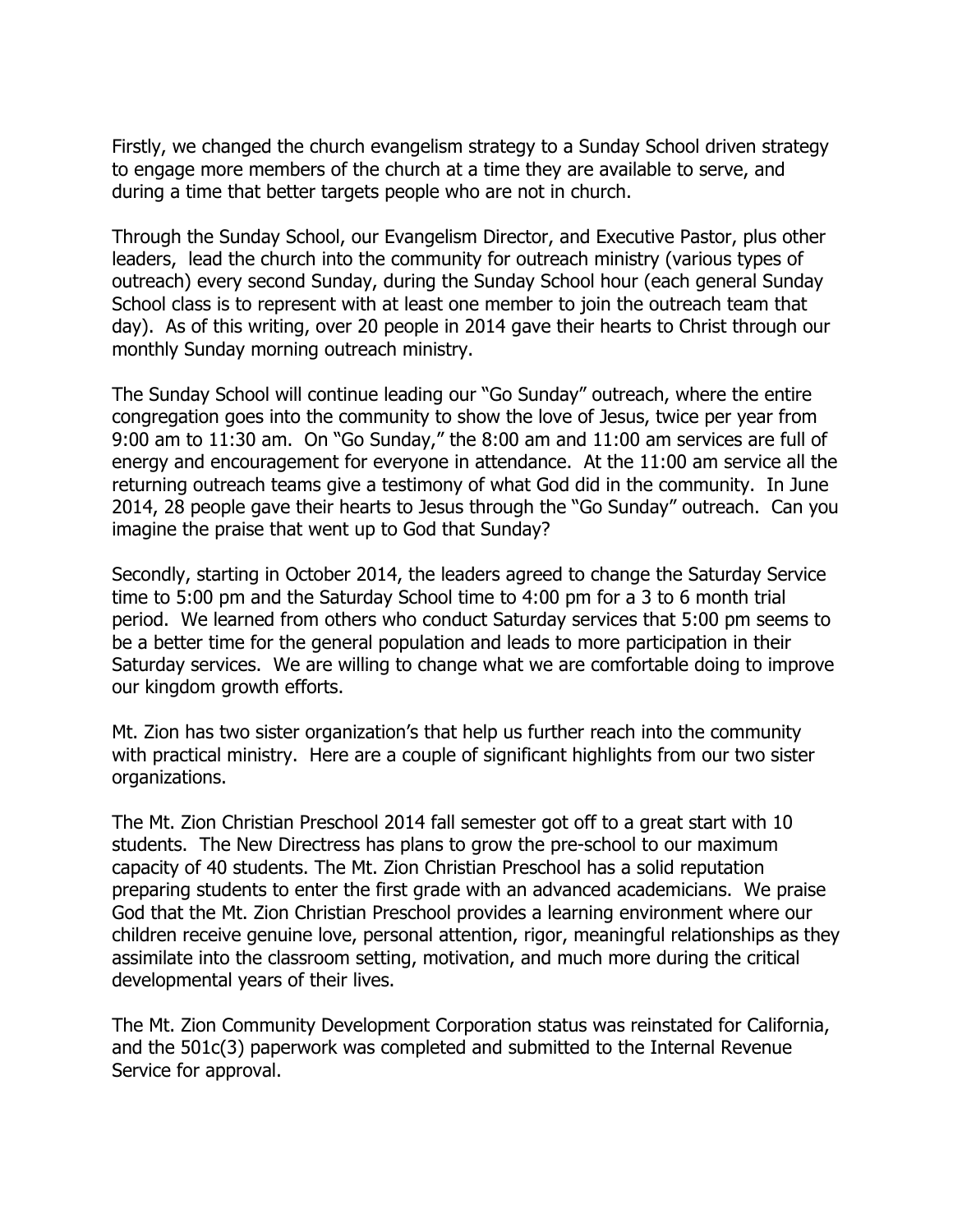Firstly, we changed the church evangelism strategy to a Sunday School driven strategy to engage more members of the church at a time they are available to serve, and during a time that better targets people who are not in church.

Through the Sunday School, our Evangelism Director, and Executive Pastor, plus other leaders, lead the church into the community for outreach ministry (various types of outreach) every second Sunday, during the Sunday School hour (each general Sunday School class is to represent with at least one member to join the outreach team that day). As of this writing, over 20 people in 2014 gave their hearts to Christ through our monthly Sunday morning outreach ministry.

The Sunday School will continue leading our "Go Sunday" outreach, where the entire congregation goes into the community to show the love of Jesus, twice per year from 9:00 am to 11:30 am. On "Go Sunday," the 8:00 am and 11:00 am services are full of energy and encouragement for everyone in attendance. At the 11:00 am service all the returning outreach teams give a testimony of what God did in the community. In June 2014, 28 people gave their hearts to Jesus through the "Go Sunday" outreach. Can you imagine the praise that went up to God that Sunday?

Secondly, starting in October 2014, the leaders agreed to change the Saturday Service time to 5:00 pm and the Saturday School time to 4:00 pm for a 3 to 6 month trial period. We learned from others who conduct Saturday services that 5:00 pm seems to be a better time for the general population and leads to more participation in their Saturday services. We are willing to change what we are comfortable doing to improve our kingdom growth efforts.

Mt. Zion has two sister organization's that help us further reach into the community with practical ministry. Here are a couple of significant highlights from our two sister organizations.

The Mt. Zion Christian Preschool 2014 fall semester got off to a great start with 10 students. The New Directress has plans to grow the pre-school to our maximum capacity of 40 students. The Mt. Zion Christian Preschool has a solid reputation preparing students to enter the first grade with an advanced academicians. We praise God that the Mt. Zion Christian Preschool provides a learning environment where our children receive genuine love, personal attention, rigor, meaningful relationships as they assimilate into the classroom setting, motivation, and much more during the critical developmental years of their lives.

The Mt. Zion Community Development Corporation status was reinstated for California, and the 501c(3) paperwork was completed and submitted to the Internal Revenue Service for approval.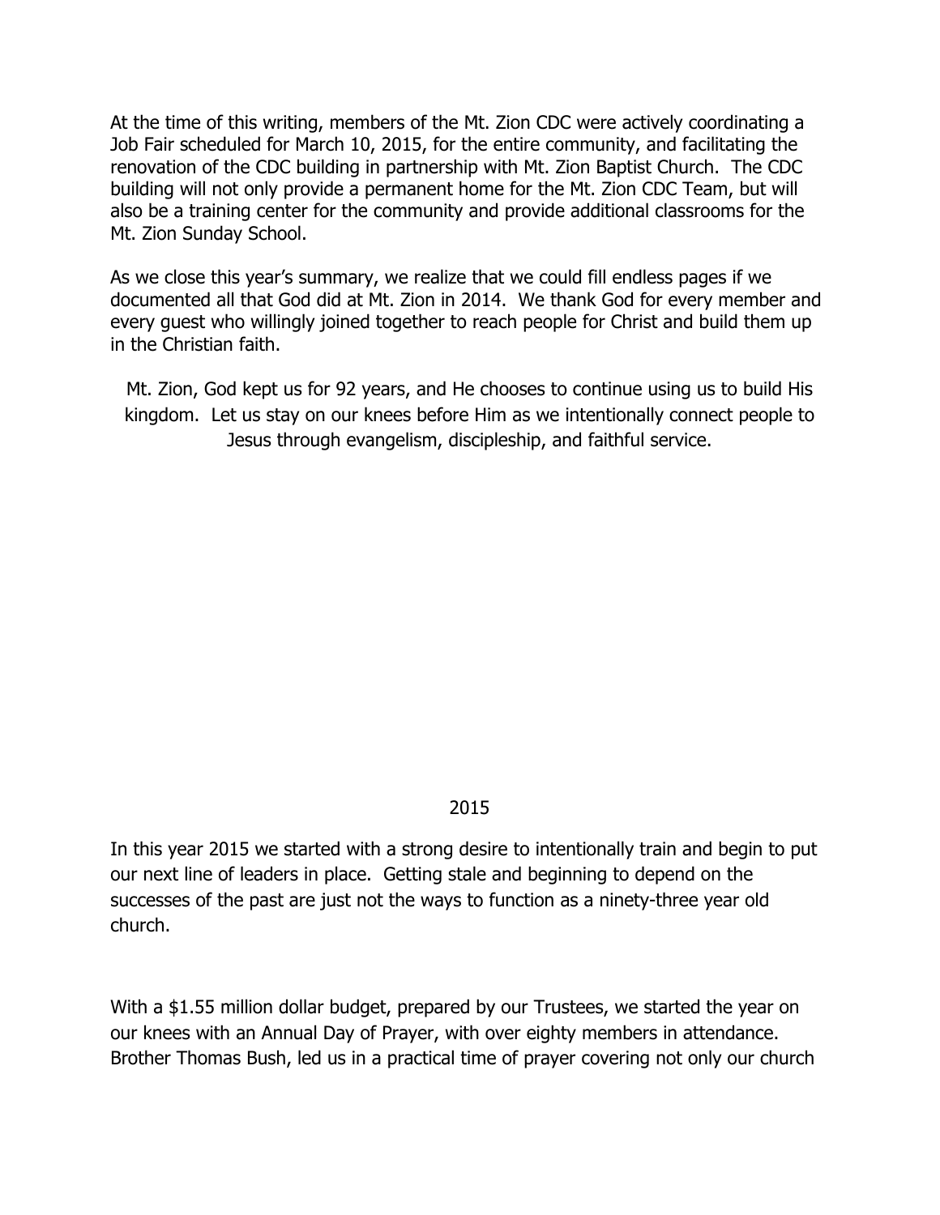At the time of this writing, members of the Mt. Zion CDC were actively coordinating a Job Fair scheduled for March 10, 2015, for the entire community, and facilitating the renovation of the CDC building in partnership with Mt. Zion Baptist Church. The CDC building will not only provide a permanent home for the Mt. Zion CDC Team, but will also be a training center for the community and provide additional classrooms for the Mt. Zion Sunday School.

As we close this year's summary, we realize that we could fill endless pages if we documented all that God did at Mt. Zion in 2014. We thank God for every member and every guest who willingly joined together to reach people for Christ and build them up in the Christian faith.

Mt. Zion, God kept us for 92 years, and He chooses to continue using us to build His kingdom. Let us stay on our knees before Him as we intentionally connect people to Jesus through evangelism, discipleship, and faithful service.

## 2015

In this year 2015 we started with a strong desire to intentionally train and begin to put our next line of leaders in place. Getting stale and beginning to depend on the successes of the past are just not the ways to function as a ninety-three year old church.

With a $1.55 million dollar budget, prepared by our Trustees, we started the year on our knees with an Annual Day of Prayer, with over eighty members in attendance. Brother Thomas Bush, led us in a practical time of prayer covering not only our church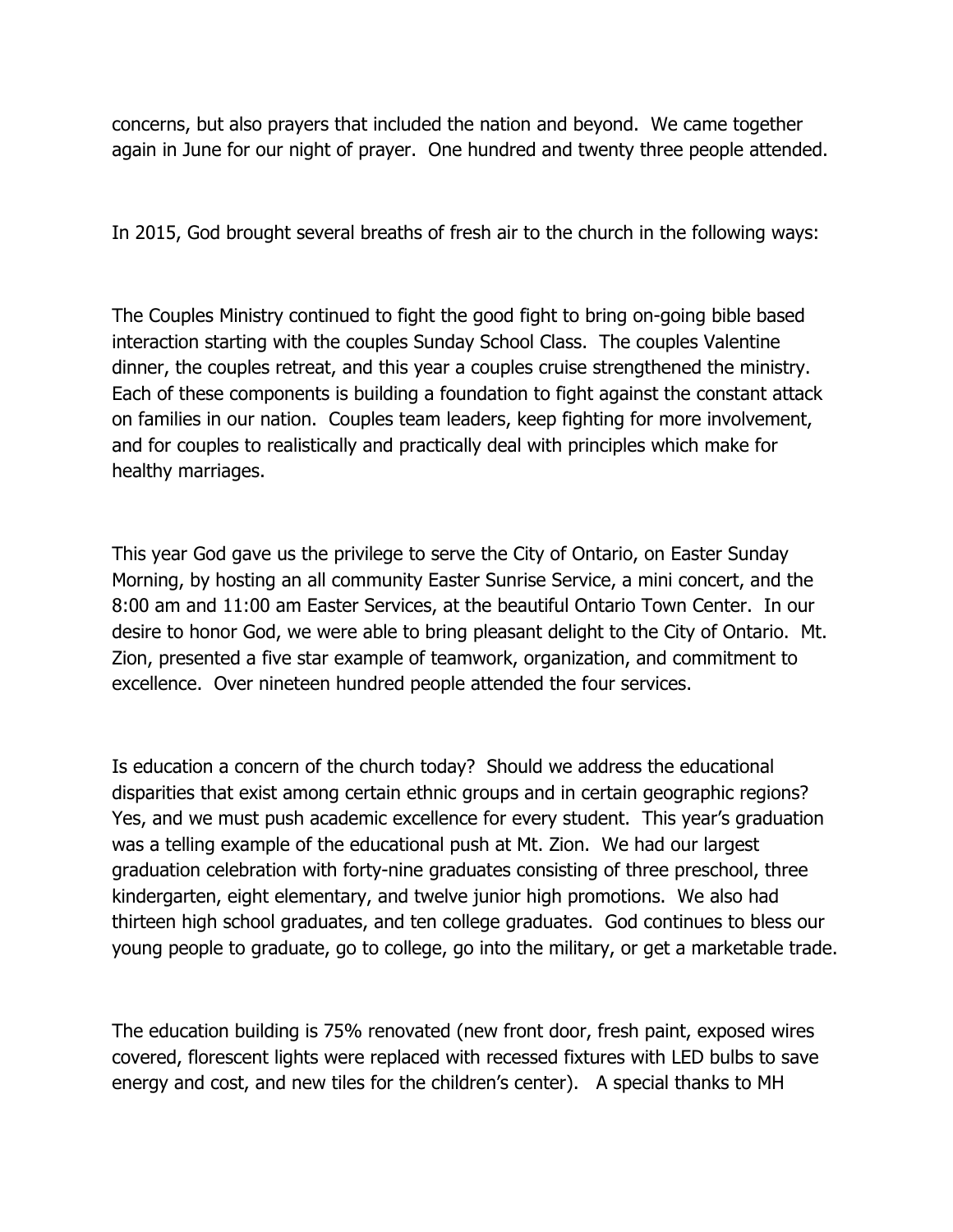concerns, but also prayers that included the nation and beyond. We came together again in June for our night of prayer. One hundred and twenty three people attended.

In 2015, God brought several breaths of fresh air to the church in the following ways:

The Couples Ministry continued to fight the good fight to bring on-going bible based interaction starting with the couples Sunday School Class. The couples Valentine dinner, the couples retreat, and this year a couples cruise strengthened the ministry. Each of these components is building a foundation to fight against the constant attack on families in our nation. Couples team leaders, keep fighting for more involvement, and for couples to realistically and practically deal with principles which make for healthy marriages.

This year God gave us the privilege to serve the City of Ontario, on Easter Sunday Morning, by hosting an all community Easter Sunrise Service, a mini concert, and the 8:00 am and 11:00 am Easter Services, at the beautiful Ontario Town Center. In our desire to honor God, we were able to bring pleasant delight to the City of Ontario. Mt. Zion, presented a five star example of teamwork, organization, and commitment to excellence. Over nineteen hundred people attended the four services.

Is education a concern of the church today? Should we address the educational disparities that exist among certain ethnic groups and in certain geographic regions? Yes, and we must push academic excellence for every student. This year's graduation was a telling example of the educational push at Mt. Zion. We had our largest graduation celebration with forty-nine graduates consisting of three preschool, three kindergarten, eight elementary, and twelve junior high promotions. We also had thirteen high school graduates, and ten college graduates. God continues to bless our young people to graduate, go to college, go into the military, or get a marketable trade.

The education building is 75% renovated (new front door, fresh paint, exposed wires covered, florescent lights were replaced with recessed fixtures with LED bulbs to save energy and cost, and new tiles for the children's center). A special thanks to MH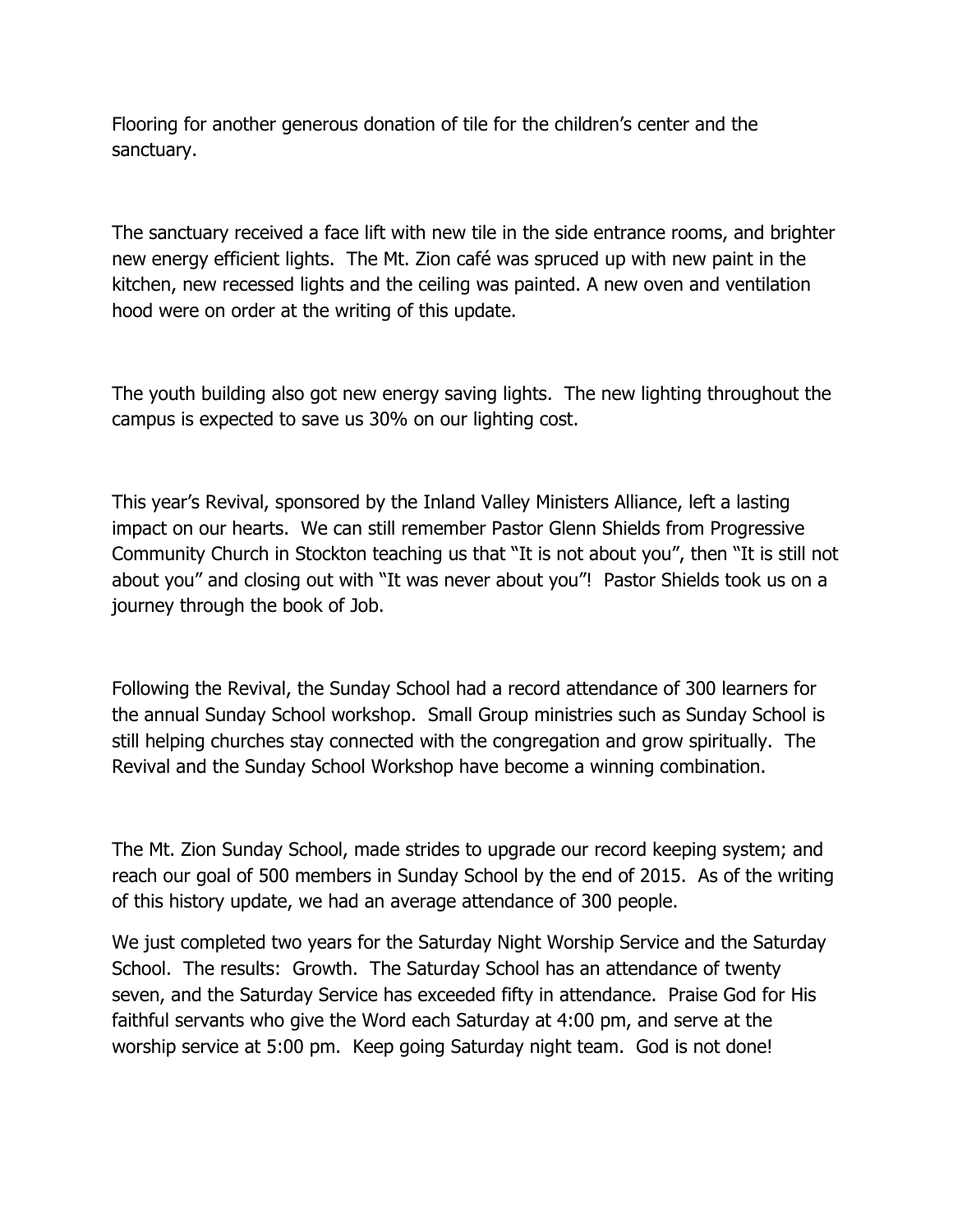Flooring for another generous donation of tile for the children's center and the sanctuary.

The sanctuary received a face lift with new tile in the side entrance rooms, and brighter new energy efficient lights. The Mt. Zion café was spruced up with new paint in the kitchen, new recessed lights and the ceiling was painted. A new oven and ventilation hood were on order at the writing of this update.

The youth building also got new energy saving lights. The new lighting throughout the campus is expected to save us 30% on our lighting cost.

This year's Revival, sponsored by the Inland Valley Ministers Alliance, left a lasting impact on our hearts. We can still remember Pastor Glenn Shields from Progressive Community Church in Stockton teaching us that "It is not about you", then "It is still not about you" and closing out with "It was never about you"! Pastor Shields took us on a journey through the book of Job.

Following the Revival, the Sunday School had a record attendance of 300 learners for the annual Sunday School workshop. Small Group ministries such as Sunday School is still helping churches stay connected with the congregation and grow spiritually. The Revival and the Sunday School Workshop have become a winning combination.

The Mt. Zion Sunday School, made strides to upgrade our record keeping system; and reach our goal of 500 members in Sunday School by the end of 2015. As of the writing of this history update, we had an average attendance of 300 people.

We just completed two years for the Saturday Night Worship Service and the Saturday School. The results: Growth. The Saturday School has an attendance of twenty seven, and the Saturday Service has exceeded fifty in attendance. Praise God for His faithful servants who give the Word each Saturday at 4:00 pm, and serve at the worship service at 5:00 pm. Keep going Saturday night team. God is not done!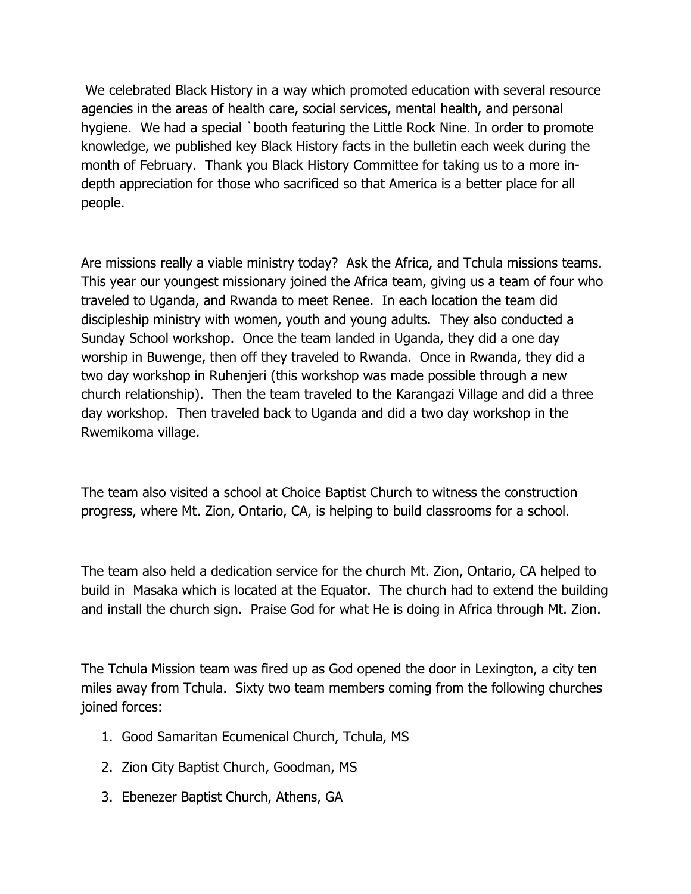We celebrated Black History in a way which promoted education with several resource agencies in the areas of health care, social services, mental health, and personal hygiene. We had a special `booth featuring the Little Rock Nine. In order to promote knowledge, we published key Black History facts in the bulletin each week during the month of February. Thank you Black History Committee for taking us to a more in-depth appreciation for those who sacrificed so that America is a better place for all people.

Are missions really a viable ministry today? Ask the Africa, and Tchula missions teams. This year our youngest missionary joined the Africa team, giving us a team of four who traveled to Uganda, and Rwanda to meet Renee. In each location the team did discipleship ministry with women, youth and young adults. They also conducted a Sunday School workshop. Once the team landed in Uganda, they did a one day worship in Buwenge, then off they traveled to Rwanda. Once in Rwanda, they did a two day workshop in Ruhenjeri (this workshop was made possible through a new church relationship). Then the team traveled to the Karangazi Village and did a three day workshop. Then traveled back to Uganda and did a two day workshop in the Rwemikoma village.

The team also visited a school at Choice Baptist Church to witness the construction progress, where Mt. Zion, Ontario, CA, is helping to build classrooms for a school.

The team also held a dedication service for the church Mt. Zion, Ontario, CA helped to build in Masaka which is located at the Equator. The church had to extend the building and install the church sign. Praise God for what He is doing in Africa through Mt. Zion.

The Tchula Mission team was fired up as God opened the door in Lexington, a city ten miles away from Tchula. Sixty two team members coming from the following churches joined forces:

1. Good Samaritan Ecumenical Church, Tchula, MS
2. Zion City Baptist Church, Goodman, MS
3. Ebenezer Baptist Church, Athens, GA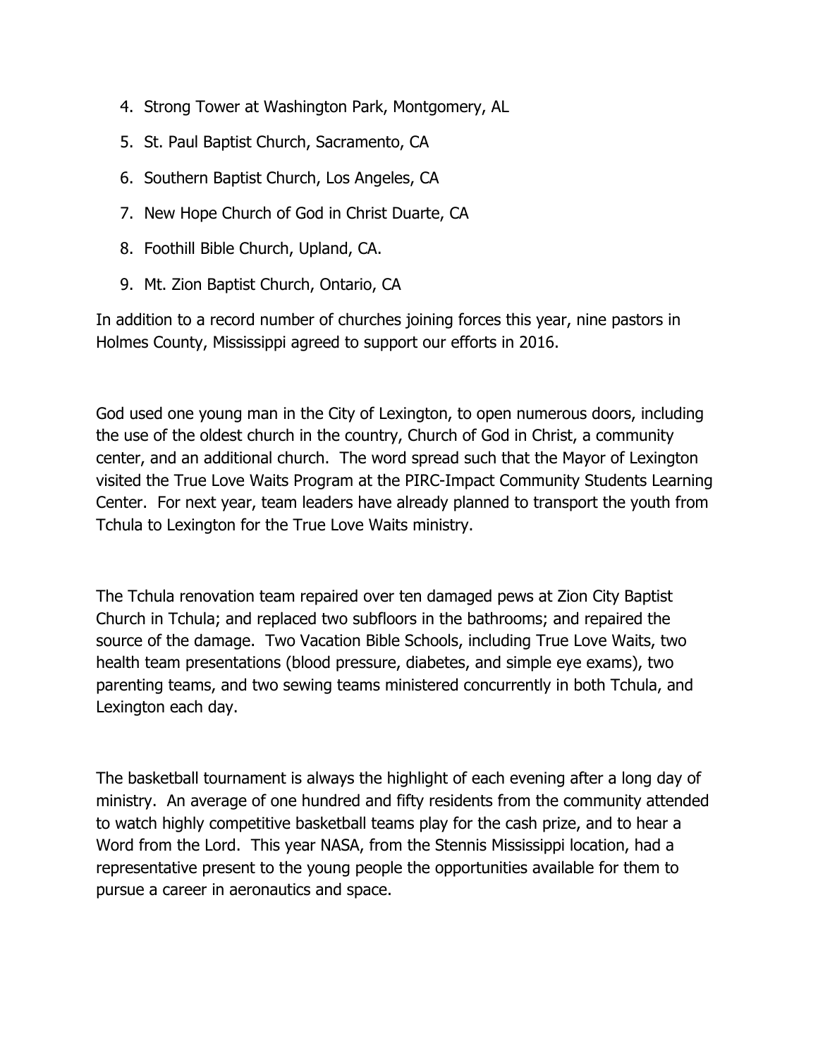4. Strong Tower at Washington Park, Montgomery, AL
5. St. Paul Baptist Church, Sacramento, CA
6. Southern Baptist Church, Los Angeles, CA
7. New Hope Church of God in Christ Duarte, CA
8. Foothill Bible Church, Upland, CA.
9. Mt. Zion Baptist Church, Ontario, CA

In addition to a record number of churches joining forces this year, nine pastors in Holmes County, Mississippi agreed to support our efforts in 2016.

God used one young man in the City of Lexington, to open numerous doors, including the use of the oldest church in the country, Church of God in Christ, a community center, and an additional church.  The word spread such that the Mayor of Lexington visited the True Love Waits Program at the PIRC-Impact Community Students Learning Center.  For next year, team leaders have already planned to transport the youth from Tchula to Lexington for the True Love Waits ministry.

The Tchula renovation team repaired over ten damaged pews at Zion City Baptist Church in Tchula; and replaced two subfloors in the bathrooms; and repaired the source of the damage.  Two Vacation Bible Schools, including True Love Waits, two health team presentations (blood pressure, diabetes, and simple eye exams), two parenting teams, and two sewing teams ministered concurrently in both Tchula, and Lexington each day.

The basketball tournament is always the highlight of each evening after a long day of ministry.  An average of one hundred and fifty residents from the community attended to watch highly competitive basketball teams play for the cash prize, and to hear a Word from the Lord.  This year NASA, from the Stennis Mississippi location, had a representative present to the young people the opportunities available for them to pursue a career in aeronautics and space.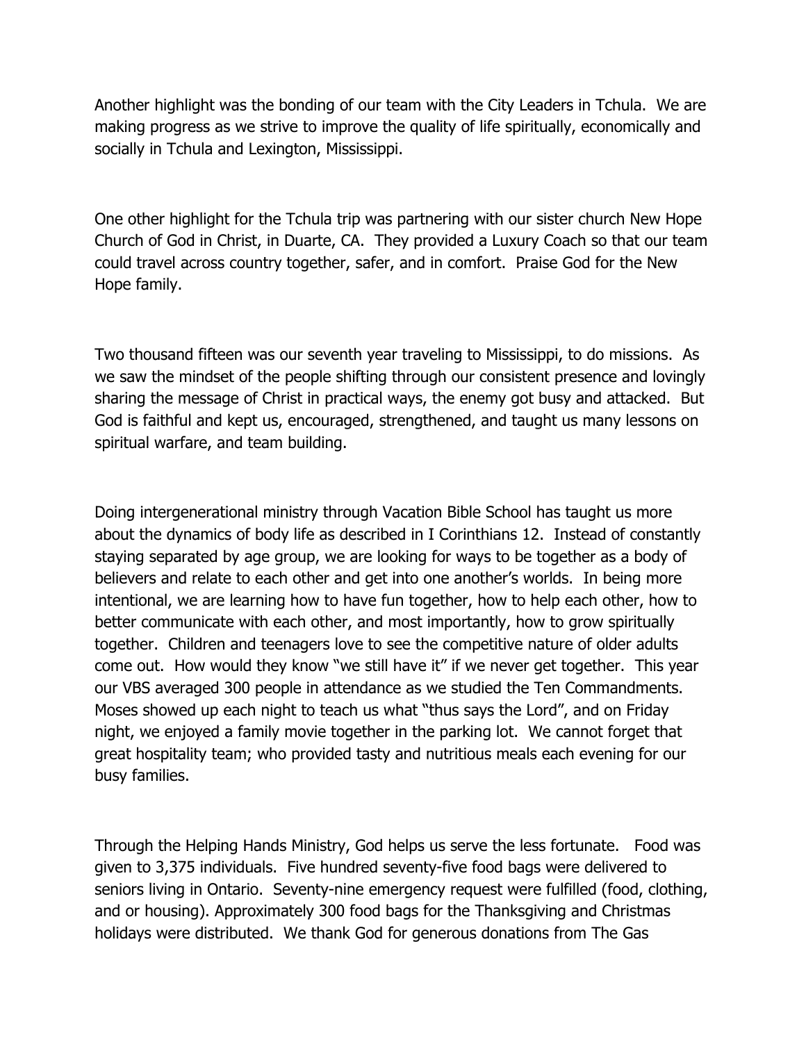Another highlight was the bonding of our team with the City Leaders in Tchula. We are making progress as we strive to improve the quality of life spiritually, economically and socially in Tchula and Lexington, Mississippi.

One other highlight for the Tchula trip was partnering with our sister church New Hope Church of God in Christ, in Duarte, CA. They provided a Luxury Coach so that our team could travel across country together, safer, and in comfort. Praise God for the New Hope family.

Two thousand fifteen was our seventh year traveling to Mississippi, to do missions. As we saw the mindset of the people shifting through our consistent presence and lovingly sharing the message of Christ in practical ways, the enemy got busy and attacked. But God is faithful and kept us, encouraged, strengthened, and taught us many lessons on spiritual warfare, and team building.

Doing intergenerational ministry through Vacation Bible School has taught us more about the dynamics of body life as described in I Corinthians 12. Instead of constantly staying separated by age group, we are looking for ways to be together as a body of believers and relate to each other and get into one another's worlds. In being more intentional, we are learning how to have fun together, how to help each other, how to better communicate with each other, and most importantly, how to grow spiritually together. Children and teenagers love to see the competitive nature of older adults come out. How would they know "we still have it" if we never get together. This year our VBS averaged 300 people in attendance as we studied the Ten Commandments. Moses showed up each night to teach us what "thus says the Lord", and on Friday night, we enjoyed a family movie together in the parking lot. We cannot forget that great hospitality team; who provided tasty and nutritious meals each evening for our busy families.

Through the Helping Hands Ministry, God helps us serve the less fortunate. Food was given to 3,375 individuals. Five hundred seventy-five food bags were delivered to seniors living in Ontario. Seventy-nine emergency request were fulfilled (food, clothing, and or housing). Approximately 300 food bags for the Thanksgiving and Christmas holidays were distributed. We thank God for generous donations from The Gas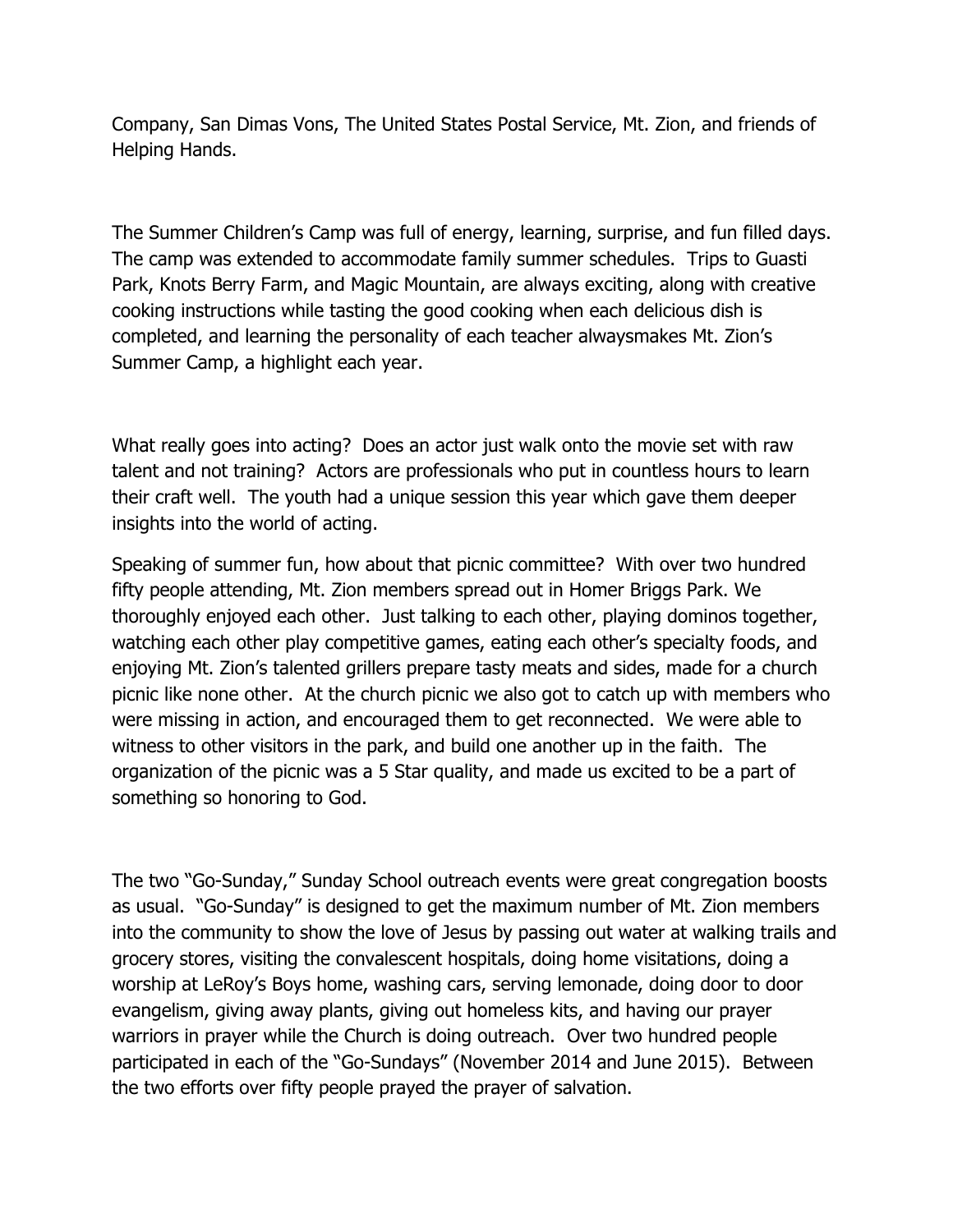Company, San Dimas Vons, The United States Postal Service, Mt. Zion, and friends of Helping Hands.

The Summer Children's Camp was full of energy, learning, surprise, and fun filled days. The camp was extended to accommodate family summer schedules. Trips to Guasti Park, Knots Berry Farm, and Magic Mountain, are always exciting, along with creative cooking instructions while tasting the good cooking when each delicious dish is completed, and learning the personality of each teacher alwaysmakes Mt. Zion's Summer Camp, a highlight each year.

What really goes into acting? Does an actor just walk onto the movie set with raw talent and not training? Actors are professionals who put in countless hours to learn their craft well. The youth had a unique session this year which gave them deeper insights into the world of acting.

Speaking of summer fun, how about that picnic committee? With over two hundred fifty people attending, Mt. Zion members spread out in Homer Briggs Park. We thoroughly enjoyed each other. Just talking to each other, playing dominos together, watching each other play competitive games, eating each other's specialty foods, and enjoying Mt. Zion's talented grillers prepare tasty meats and sides, made for a church picnic like none other. At the church picnic we also got to catch up with members who were missing in action, and encouraged them to get reconnected. We were able to witness to other visitors in the park, and build one another up in the faith. The organization of the picnic was a 5 Star quality, and made us excited to be a part of something so honoring to God.

The two "Go-Sunday," Sunday School outreach events were great congregation boosts as usual. "Go-Sunday" is designed to get the maximum number of Mt. Zion members into the community to show the love of Jesus by passing out water at walking trails and grocery stores, visiting the convalescent hospitals, doing home visitations, doing a worship at LeRoy's Boys home, washing cars, serving lemonade, doing door to door evangelism, giving away plants, giving out homeless kits, and having our prayer warriors in prayer while the Church is doing outreach. Over two hundred people participated in each of the "Go-Sundays" (November 2014 and June 2015). Between the two efforts over fifty people prayed the prayer of salvation.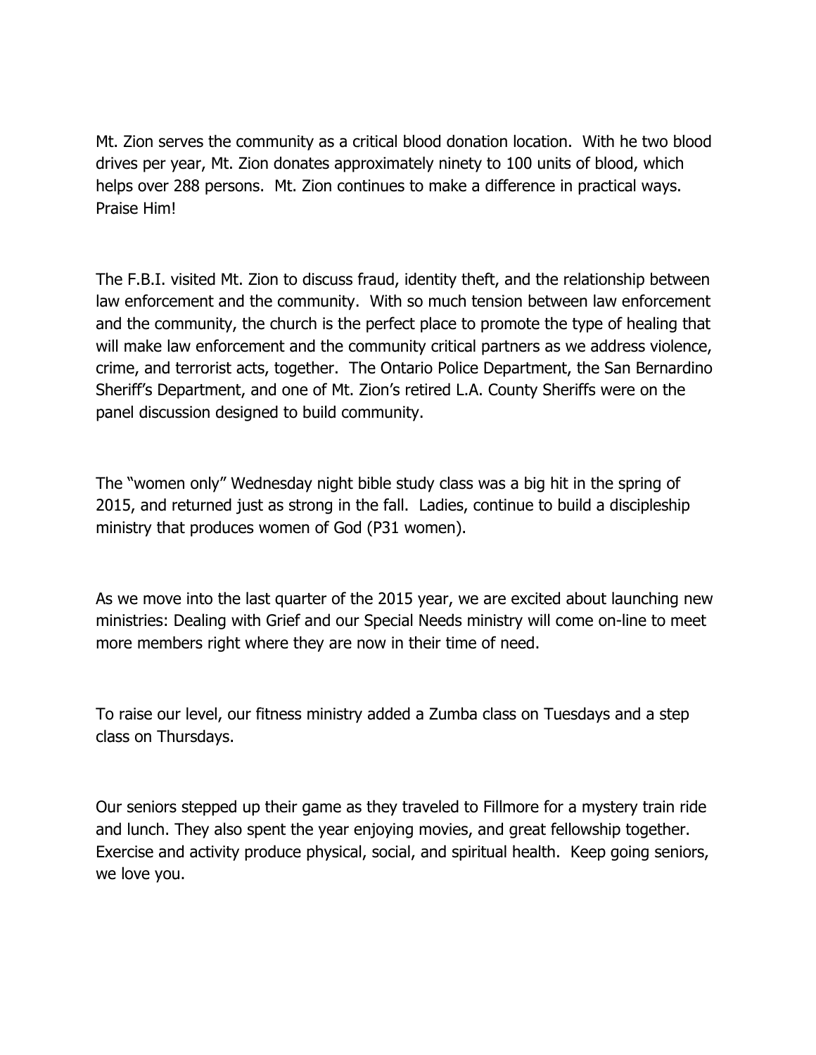Mt. Zion serves the community as a critical blood donation location. With he two blood drives per year, Mt. Zion donates approximately ninety to 100 units of blood, which helps over 288 persons. Mt. Zion continues to make a difference in practical ways. Praise Him!

The F.B.I. visited Mt. Zion to discuss fraud, identity theft, and the relationship between law enforcement and the community. With so much tension between law enforcement and the community, the church is the perfect place to promote the type of healing that will make law enforcement and the community critical partners as we address violence, crime, and terrorist acts, together. The Ontario Police Department, the San Bernardino Sheriff's Department, and one of Mt. Zion's retired L.A. County Sheriffs were on the panel discussion designed to build community.

The "women only" Wednesday night bible study class was a big hit in the spring of 2015, and returned just as strong in the fall. Ladies, continue to build a discipleship ministry that produces women of God (P31 women).

As we move into the last quarter of the 2015 year, we are excited about launching new ministries: Dealing with Grief and our Special Needs ministry will come on-line to meet more members right where they are now in their time of need.

To raise our level, our fitness ministry added a Zumba class on Tuesdays and a step class on Thursdays.

Our seniors stepped up their game as they traveled to Fillmore for a mystery train ride and lunch. They also spent the year enjoying movies, and great fellowship together. Exercise and activity produce physical, social, and spiritual health. Keep going seniors, we love you.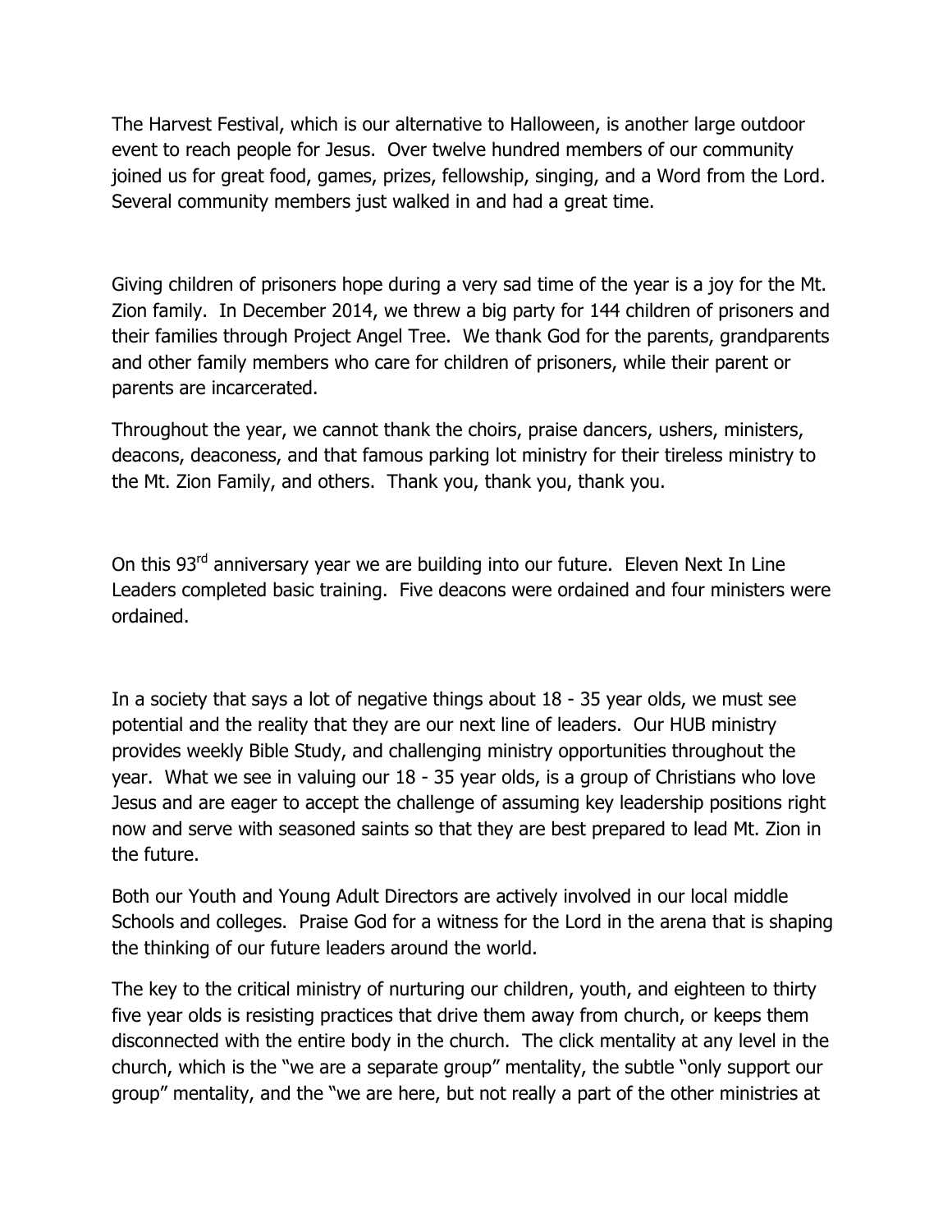The Harvest Festival, which is our alternative to Halloween, is another large outdoor event to reach people for Jesus. Over twelve hundred members of our community joined us for great food, games, prizes, fellowship, singing, and a Word from the Lord. Several community members just walked in and had a great time.

Giving children of prisoners hope during a very sad time of the year is a joy for the Mt. Zion family. In December 2014, we threw a big party for 144 children of prisoners and their families through Project Angel Tree. We thank God for the parents, grandparents and other family members who care for children of prisoners, while their parent or parents are incarcerated.

Throughout the year, we cannot thank the choirs, praise dancers, ushers, ministers, deacons, deaconess, and that famous parking lot ministry for their tireless ministry to the Mt. Zion Family, and others. Thank you, thank you, thank you.

On this 93rd anniversary year we are building into our future. Eleven Next In Line Leaders completed basic training. Five deacons were ordained and four ministers were ordained.

In a society that says a lot of negative things about 18 - 35 year olds, we must see potential and the reality that they are our next line of leaders. Our HUB ministry provides weekly Bible Study, and challenging ministry opportunities throughout the year. What we see in valuing our 18 - 35 year olds, is a group of Christians who love Jesus and are eager to accept the challenge of assuming key leadership positions right now and serve with seasoned saints so that they are best prepared to lead Mt. Zion in the future.

Both our Youth and Young Adult Directors are actively involved in our local middle Schools and colleges. Praise God for a witness for the Lord in the arena that is shaping the thinking of our future leaders around the world.

The key to the critical ministry of nurturing our children, youth, and eighteen to thirty five year olds is resisting practices that drive them away from church, or keeps them disconnected with the entire body in the church. The click mentality at any level in the church, which is the "we are a separate group" mentality, the subtle "only support our group" mentality, and the "we are here, but not really a part of the other ministries at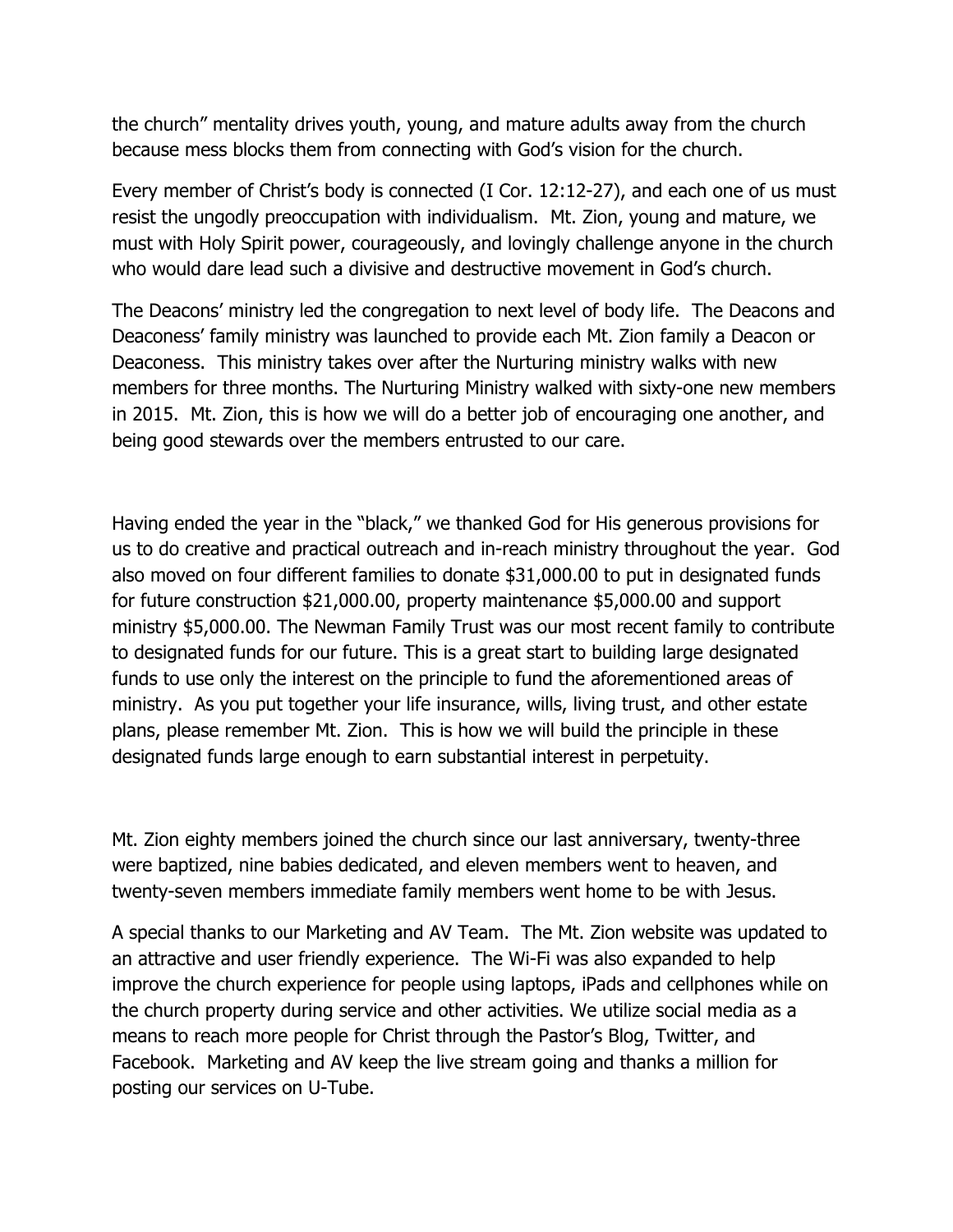the church" mentality drives youth, young, and mature adults away from the church because mess blocks them from connecting with God's vision for the church.

Every member of Christ's body is connected (I Cor. 12:12-27), and each one of us must resist the ungodly preoccupation with individualism. Mt. Zion, young and mature, we must with Holy Spirit power, courageously, and lovingly challenge anyone in the church who would dare lead such a divisive and destructive movement in God's church.

The Deacons' ministry led the congregation to next level of body life. The Deacons and Deaconess' family ministry was launched to provide each Mt. Zion family a Deacon or Deaconess. This ministry takes over after the Nurturing ministry walks with new members for three months. The Nurturing Ministry walked with sixty-one new members in 2015. Mt. Zion, this is how we will do a better job of encouraging one another, and being good stewards over the members entrusted to our care.

Having ended the year in the "black," we thanked God for His generous provisions for us to do creative and practical outreach and in-reach ministry throughout the year. God also moved on four different families to donate $31,000.00 to put in designated funds for future construction $21,000.00, property maintenance $5,000.00 and support ministry $5,000.00. The Newman Family Trust was our most recent family to contribute to designated funds for our future. This is a great start to building large designated funds to use only the interest on the principle to fund the aforementioned areas of ministry. As you put together your life insurance, wills, living trust, and other estate plans, please remember Mt. Zion. This is how we will build the principle in these designated funds large enough to earn substantial interest in perpetuity.

Mt. Zion eighty members joined the church since our last anniversary, twenty-three were baptized, nine babies dedicated, and eleven members went to heaven, and twenty-seven members immediate family members went home to be with Jesus.

A special thanks to our Marketing and AV Team. The Mt. Zion website was updated to an attractive and user friendly experience. The Wi-Fi was also expanded to help improve the church experience for people using laptops, iPads and cellphones while on the church property during service and other activities. We utilize social media as a means to reach more people for Christ through the Pastor's Blog, Twitter, and Facebook. Marketing and AV keep the live stream going and thanks a million for posting our services on U-Tube.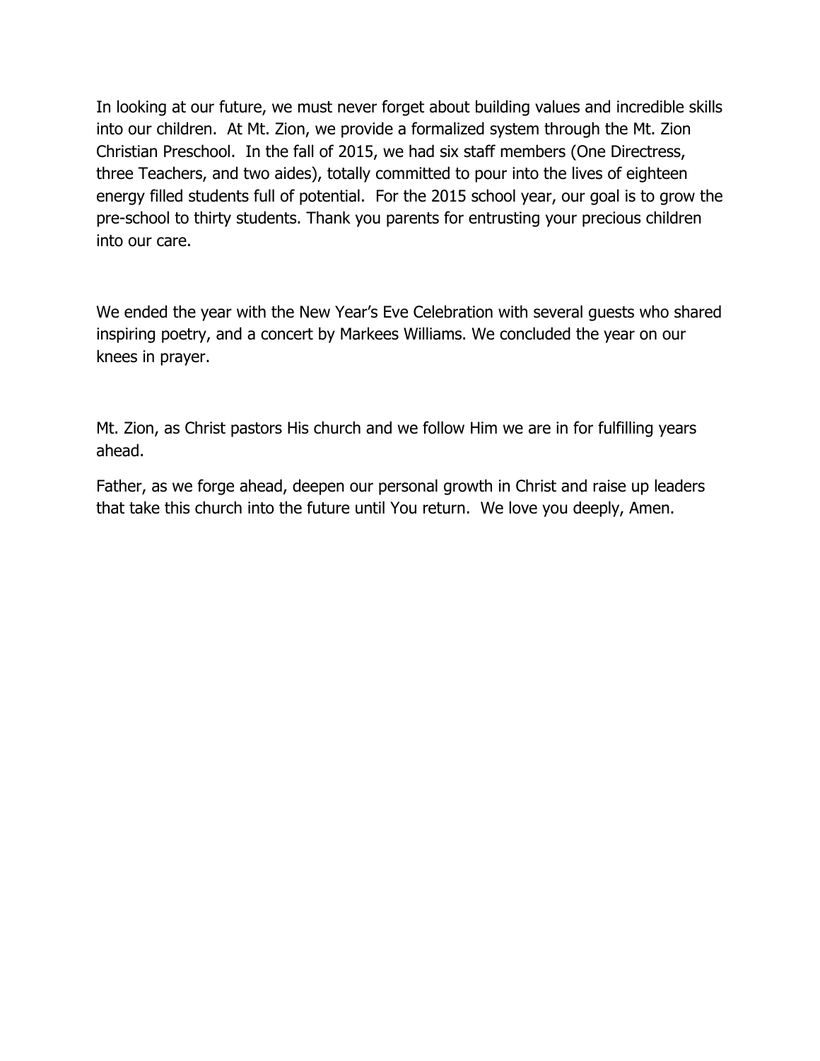In looking at our future, we must never forget about building values and incredible skills into our children. At Mt. Zion, we provide a formalized system through the Mt. Zion Christian Preschool. In the fall of 2015, we had six staff members (One Directress, three Teachers, and two aides), totally committed to pour into the lives of eighteen energy filled students full of potential. For the 2015 school year, our goal is to grow the pre-school to thirty students. Thank you parents for entrusting your precious children into our care.

We ended the year with the New Year's Eve Celebration with several guests who shared inspiring poetry, and a concert by Markees Williams. We concluded the year on our knees in prayer.

Mt. Zion, as Christ pastors His church and we follow Him we are in for fulfilling years ahead.

Father, as we forge ahead, deepen our personal growth in Christ and raise up leaders that take this church into the future until You return. We love you deeply, Amen.